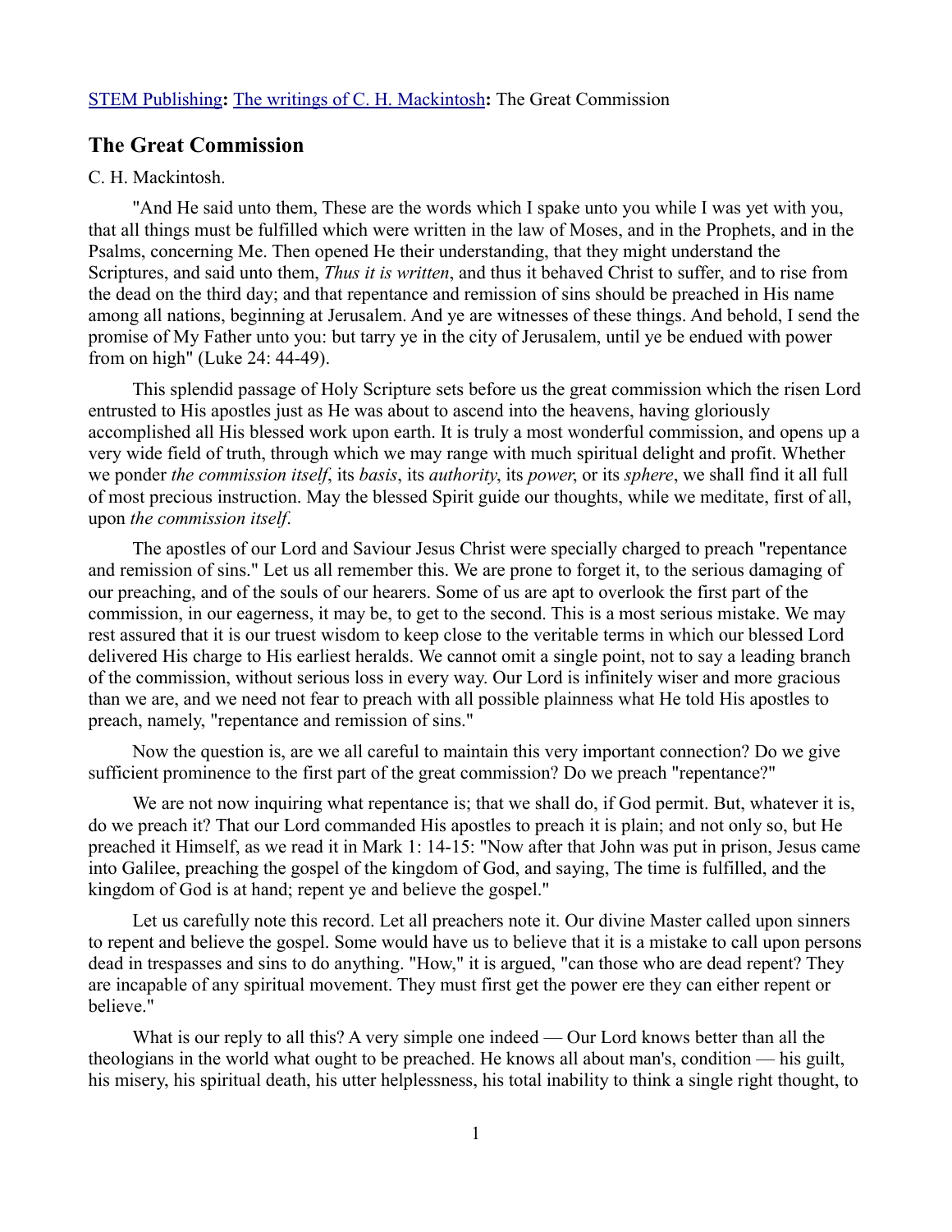STEM Publishing**:** The writings of C. H. Mackintosh**:** The Great Commission

## The Great Commission

C. H. Mackintosh.

"And He said unto them, These are the words which I spake unto you while I was yet with you, that all things must be fulfilled which were written in the law of Moses, and in the Prophets, and in the Psalms, concerning Me. Then opened He their understanding, that they might understand the Scriptures, and said unto them, *Thus it is written*, and thus it behaved Christ to suffer, and to rise from the dead on the third day; and that repentance and remission of sins should be preached in His name among all nations, beginning at Jerusalem. And ye are witnesses of these things. And behold, I send the promise of My Father unto you: but tarry ye in the city of Jerusalem, until ye be endued with power from on high" (Luke 24: 44-49).

This splendid passage of Holy Scripture sets before us the great commission which the risen Lord entrusted to His apostles just as He was about to ascend into the heavens, having gloriously accomplished all His blessed work upon earth. It is truly a most wonderful commission, and opens up a very wide field of truth, through which we may range with much spiritual delight and profit. Whether we ponder *the commission itself*, its *basis*, its *authority*, its *power*, or its *sphere*, we shall find it all full of most precious instruction. May the blessed Spirit guide our thoughts, while we meditate, first of all, upon *the commission itself*.

The apostles of our Lord and Saviour Jesus Christ were specially charged to preach "repentance and remission of sins." Let us all remember this. We are prone to forget it, to the serious damaging of our preaching, and of the souls of our hearers. Some of us are apt to overlook the first part of the commission, in our eagerness, it may be, to get to the second. This is a most serious mistake. We may rest assured that it is our truest wisdom to keep close to the veritable terms in which our blessed Lord delivered His charge to His earliest heralds. We cannot omit a single point, not to say a leading branch of the commission, without serious loss in every way. Our Lord is infinitely wiser and more gracious than we are, and we need not fear to preach with all possible plainness what He told His apostles to preach, namely, "repentance and remission of sins."

Now the question is, are we all careful to maintain this very important connection? Do we give sufficient prominence to the first part of the great commission? Do we preach "repentance?"

We are not now inquiring what repentance is; that we shall do, if God permit. But, whatever it is, do we preach it? That our Lord commanded His apostles to preach it is plain; and not only so, but He preached it Himself, as we read it in Mark 1: 14-15: "Now after that John was put in prison, Jesus came into Galilee, preaching the gospel of the kingdom of God, and saying, The time is fulfilled, and the kingdom of God is at hand; repent ye and believe the gospel."

Let us carefully note this record. Let all preachers note it. Our divine Master called upon sinners to repent and believe the gospel. Some would have us to believe that it is a mistake to call upon persons dead in trespasses and sins to do anything. "How," it is argued, "can those who are dead repent? They are incapable of any spiritual movement. They must first get the power ere they can either repent or believe."

What is our reply to all this? A very simple one indeed — Our Lord knows better than all the theologians in the world what ought to be preached. He knows all about man's, condition — his guilt, his misery, his spiritual death, his utter helplessness, his total inability to think a single right thought, to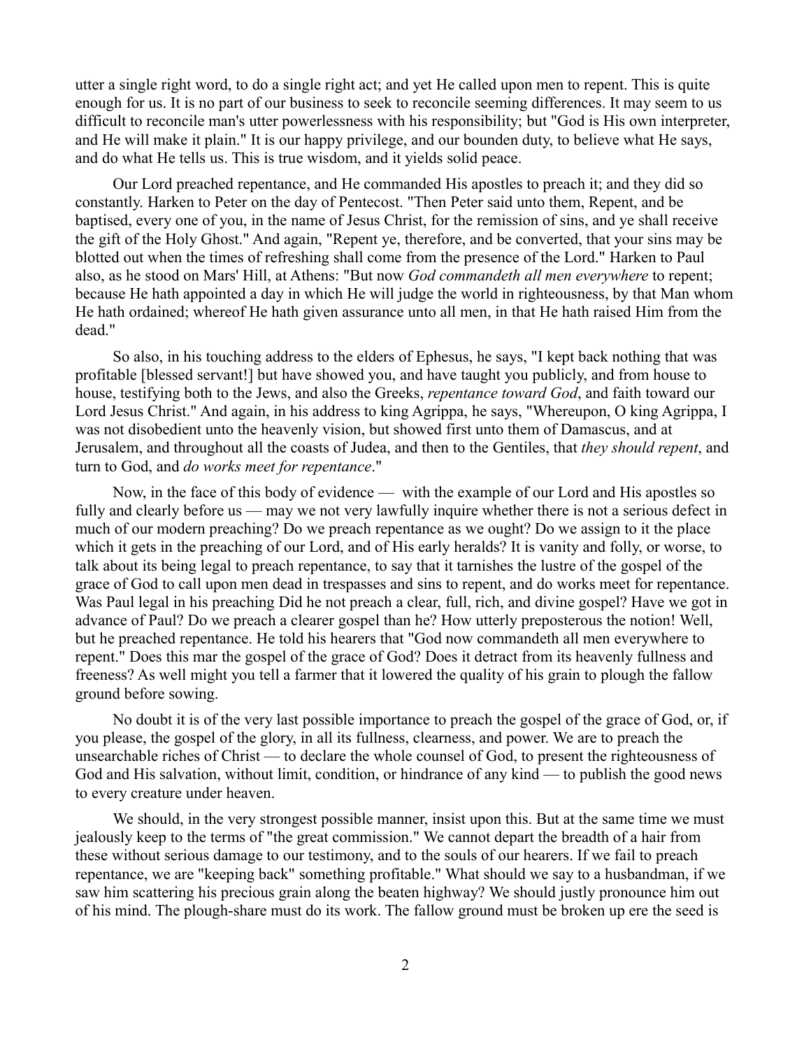utter a single right word, to do a single right act; and yet He called upon men to repent. This is quite enough for us. It is no part of our business to seek to reconcile seeming differences. It may seem to us difficult to reconcile man's utter powerlessness with his responsibility; but "God is His own interpreter, and He will make it plain." It is our happy privilege, and our bounden duty, to believe what He says, and do what He tells us. This is true wisdom, and it yields solid peace.

Our Lord preached repentance, and He commanded His apostles to preach it; and they did so constantly. Harken to Peter on the day of Pentecost. "Then Peter said unto them, Repent, and be baptised, every one of you, in the name of Jesus Christ, for the remission of sins, and ye shall receive the gift of the Holy Ghost." And again, "Repent ye, therefore, and be converted, that your sins may be blotted out when the times of refreshing shall come from the presence of the Lord." Harken to Paul also, as he stood on Mars' Hill, at Athens: "But now *God commandeth all men everywhere* to repent; because He hath appointed a day in which He will judge the world in righteousness, by that Man whom He hath ordained; whereof He hath given assurance unto all men, in that He hath raised Him from the dead."

So also, in his touching address to the elders of Ephesus, he says, "I kept back nothing that was profitable [blessed servant!] but have showed you, and have taught you publicly, and from house to house, testifying both to the Jews, and also the Greeks, *repentance toward God*, and faith toward our Lord Jesus Christ." And again, in his address to king Agrippa, he says, "Whereupon, O king Agrippa, I was not disobedient unto the heavenly vision, but showed first unto them of Damascus, and at Jerusalem, and throughout all the coasts of Judea, and then to the Gentiles, that *they should repent*, and turn to God, and *do works meet for repentance*."

Now, in the face of this body of evidence — with the example of our Lord and His apostles so fully and clearly before us — may we not very lawfully inquire whether there is not a serious defect in much of our modern preaching? Do we preach repentance as we ought? Do we assign to it the place which it gets in the preaching of our Lord, and of His early heralds? It is vanity and folly, or worse, to talk about its being legal to preach repentance, to say that it tarnishes the lustre of the gospel of the grace of God to call upon men dead in trespasses and sins to repent, and do works meet for repentance. Was Paul legal in his preaching Did he not preach a clear, full, rich, and divine gospel? Have we got in advance of Paul? Do we preach a clearer gospel than he? How utterly preposterous the notion! Well, but he preached repentance. He told his hearers that "God now commandeth all men everywhere to repent." Does this mar the gospel of the grace of God? Does it detract from its heavenly fullness and freeness? As well might you tell a farmer that it lowered the quality of his grain to plough the fallow ground before sowing.

No doubt it is of the very last possible importance to preach the gospel of the grace of God, or, if you please, the gospel of the glory, in all its fullness, clearness, and power. We are to preach the unsearchable riches of Christ — to declare the whole counsel of God, to present the righteousness of God and His salvation, without limit, condition, or hindrance of any kind — to publish the good news to every creature under heaven.

We should, in the very strongest possible manner, insist upon this. But at the same time we must jealously keep to the terms of "the great commission." We cannot depart the breadth of a hair from these without serious damage to our testimony, and to the souls of our hearers. If we fail to preach repentance, we are "keeping back" something profitable." What should we say to a husbandman, if we saw him scattering his precious grain along the beaten highway? We should justly pronounce him out of his mind. The plough-share must do its work. The fallow ground must be broken up ere the seed is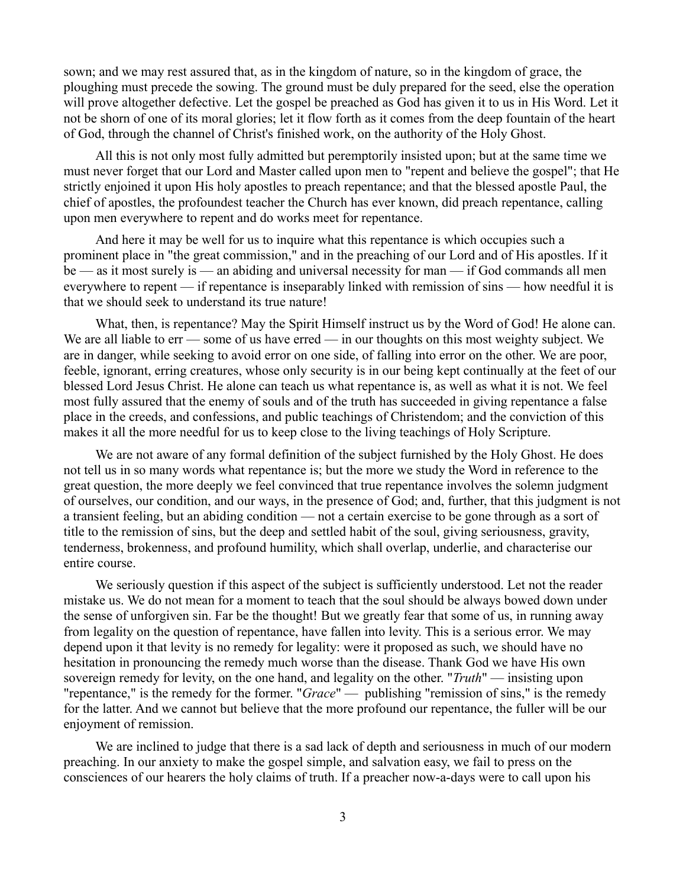sown; and we may rest assured that, as in the kingdom of nature, so in the kingdom of grace, the ploughing must precede the sowing. The ground must be duly prepared for the seed, else the operation will prove altogether defective. Let the gospel be preached as God has given it to us in His Word. Let it not be shorn of one of its moral glories; let it flow forth as it comes from the deep fountain of the heart of God, through the channel of Christ's finished work, on the authority of the Holy Ghost.

All this is not only most fully admitted but peremptorily insisted upon; but at the same time we must never forget that our Lord and Master called upon men to "repent and believe the gospel"; that He strictly enjoined it upon His holy apostles to preach repentance; and that the blessed apostle Paul, the chief of apostles, the profoundest teacher the Church has ever known, did preach repentance, calling upon men everywhere to repent and do works meet for repentance.

And here it may be well for us to inquire what this repentance is which occupies such a prominent place in "the great commission," and in the preaching of our Lord and of His apostles. If it be — as it most surely is — an abiding and universal necessity for man — if God commands all men everywhere to repent — if repentance is inseparably linked with remission of sins — how needful it is that we should seek to understand its true nature!

What, then, is repentance? May the Spirit Himself instruct us by the Word of God! He alone can. We are all liable to err — some of us have erred — in our thoughts on this most weighty subject. We are in danger, while seeking to avoid error on one side, of falling into error on the other. We are poor, feeble, ignorant, erring creatures, whose only security is in our being kept continually at the feet of our blessed Lord Jesus Christ. He alone can teach us what repentance is, as well as what it is not. We feel most fully assured that the enemy of souls and of the truth has succeeded in giving repentance a false place in the creeds, and confessions, and public teachings of Christendom; and the conviction of this makes it all the more needful for us to keep close to the living teachings of Holy Scripture.

We are not aware of any formal definition of the subject furnished by the Holy Ghost. He does not tell us in so many words what repentance is; but the more we study the Word in reference to the great question, the more deeply we feel convinced that true repentance involves the solemn judgment of ourselves, our condition, and our ways, in the presence of God; and, further, that this judgment is not a transient feeling, but an abiding condition — not a certain exercise to be gone through as a sort of title to the remission of sins, but the deep and settled habit of the soul, giving seriousness, gravity, tenderness, brokenness, and profound humility, which shall overlap, underlie, and characterise our entire course.

We seriously question if this aspect of the subject is sufficiently understood. Let not the reader mistake us. We do not mean for a moment to teach that the soul should be always bowed down under the sense of unforgiven sin. Far be the thought! But we greatly fear that some of us, in running away from legality on the question of repentance, have fallen into levity. This is a serious error. We may depend upon it that levity is no remedy for legality: were it proposed as such, we should have no hesitation in pronouncing the remedy much worse than the disease. Thank God we have His own sovereign remedy for levity, on the one hand, and legality on the other. "*Truth*" — insisting upon "repentance," is the remedy for the former. "*Grace*" — publishing "remission of sins," is the remedy for the latter. And we cannot but believe that the more profound our repentance, the fuller will be our enjoyment of remission.

We are inclined to judge that there is a sad lack of depth and seriousness in much of our modern preaching. In our anxiety to make the gospel simple, and salvation easy, we fail to press on the consciences of our hearers the holy claims of truth. If a preacher now-a-days were to call upon his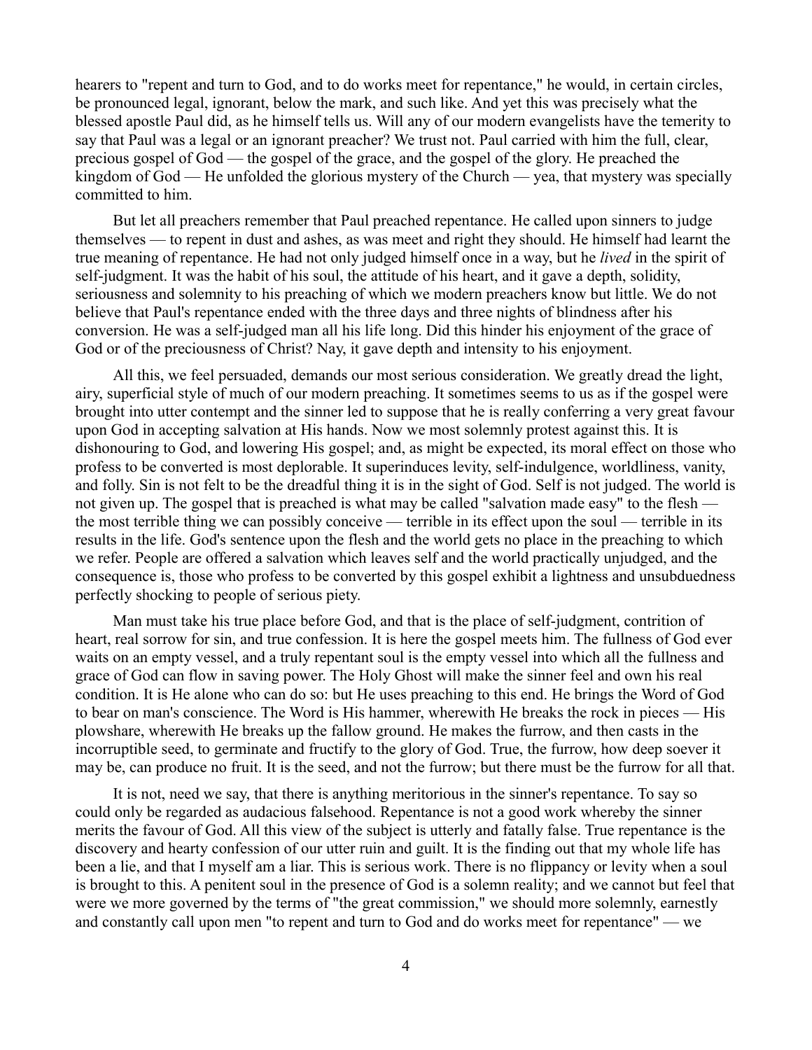hearers to "repent and turn to God, and to do works meet for repentance," he would, in certain circles, be pronounced legal, ignorant, below the mark, and such like. And yet this was precisely what the blessed apostle Paul did, as he himself tells us. Will any of our modern evangelists have the temerity to say that Paul was a legal or an ignorant preacher? We trust not. Paul carried with him the full, clear, precious gospel of God — the gospel of the grace, and the gospel of the glory. He preached the kingdom of God — He unfolded the glorious mystery of the Church — yea, that mystery was specially committed to him.

But let all preachers remember that Paul preached repentance. He called upon sinners to judge themselves — to repent in dust and ashes, as was meet and right they should. He himself had learnt the true meaning of repentance. He had not only judged himself once in a way, but he *lived* in the spirit of self-judgment. It was the habit of his soul, the attitude of his heart, and it gave a depth, solidity, seriousness and solemnity to his preaching of which we modern preachers know but little. We do not believe that Paul's repentance ended with the three days and three nights of blindness after his conversion. He was a self-judged man all his life long. Did this hinder his enjoyment of the grace of God or of the preciousness of Christ? Nay, it gave depth and intensity to his enjoyment.

All this, we feel persuaded, demands our most serious consideration. We greatly dread the light, airy, superficial style of much of our modern preaching. It sometimes seems to us as if the gospel were brought into utter contempt and the sinner led to suppose that he is really conferring a very great favour upon God in accepting salvation at His hands. Now we most solemnly protest against this. It is dishonouring to God, and lowering His gospel; and, as might be expected, its moral effect on those who profess to be converted is most deplorable. It superinduces levity, self-indulgence, worldliness, vanity, and folly. Sin is not felt to be the dreadful thing it is in the sight of God. Self is not judged. The world is not given up. The gospel that is preached is what may be called "salvation made easy" to the flesh — the most terrible thing we can possibly conceive — terrible in its effect upon the soul — terrible in its results in the life. God's sentence upon the flesh and the world gets no place in the preaching to which we refer. People are offered a salvation which leaves self and the world practically unjudged, and the consequence is, those who profess to be converted by this gospel exhibit a lightness and unsubduedness perfectly shocking to people of serious piety.

Man must take his true place before God, and that is the place of self-judgment, contrition of heart, real sorrow for sin, and true confession. It is here the gospel meets him. The fullness of God ever waits on an empty vessel, and a truly repentant soul is the empty vessel into which all the fullness and grace of God can flow in saving power. The Holy Ghost will make the sinner feel and own his real condition. It is He alone who can do so: but He uses preaching to this end. He brings the Word of God to bear on man's conscience. The Word is His hammer, wherewith He breaks the rock in pieces — His plowshare, wherewith He breaks up the fallow ground. He makes the furrow, and then casts in the incorruptible seed, to germinate and fructify to the glory of God. True, the furrow, how deep soever it may be, can produce no fruit. It is the seed, and not the furrow; but there must be the furrow for all that.

It is not, need we say, that there is anything meritorious in the sinner's repentance. To say so could only be regarded as audacious falsehood. Repentance is not a good work whereby the sinner merits the favour of God. All this view of the subject is utterly and fatally false. True repentance is the discovery and hearty confession of our utter ruin and guilt. It is the finding out that my whole life has been a lie, and that I myself am a liar. This is serious work. There is no flippancy or levity when a soul is brought to this. A penitent soul in the presence of God is a solemn reality; and we cannot but feel that were we more governed by the terms of "the great commission," we should more solemnly, earnestly and constantly call upon men "to repent and turn to God and do works meet for repentance" — we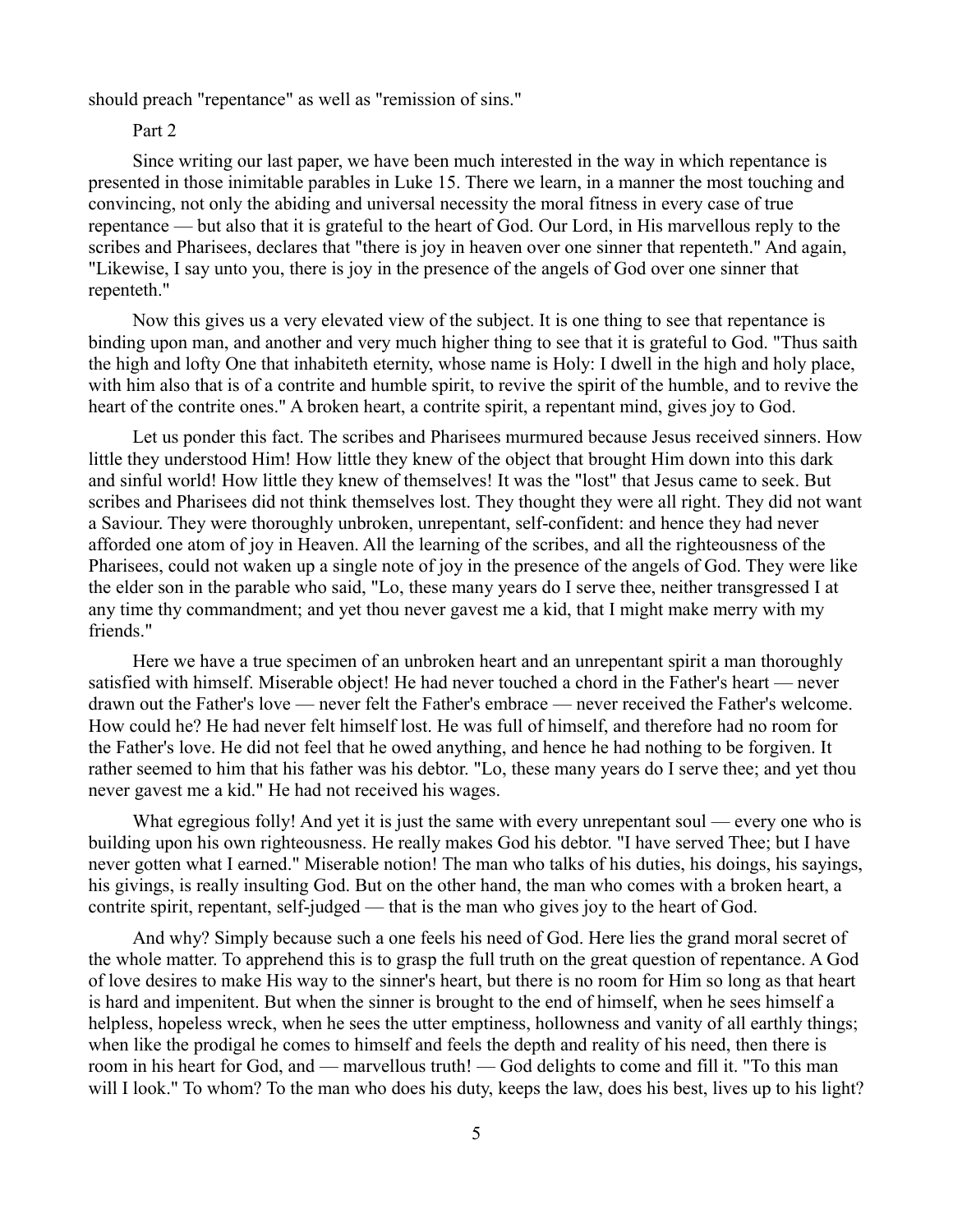should preach "repentance" as well as "remission of sins."

## Part 2

Since writing our last paper, we have been much interested in the way in which repentance is presented in those inimitable parables in Luke 15. There we learn, in a manner the most touching and convincing, not only the abiding and universal necessity the moral fitness in every case of true repentance — but also that it is grateful to the heart of God. Our Lord, in His marvellous reply to the scribes and Pharisees, declares that "there is joy in heaven over one sinner that repenteth." And again, "Likewise, I say unto you, there is joy in the presence of the angels of God over one sinner that repenteth."

Now this gives us a very elevated view of the subject. It is one thing to see that repentance is binding upon man, and another and very much higher thing to see that it is grateful to God. "Thus saith the high and lofty One that inhabiteth eternity, whose name is Holy: I dwell in the high and holy place, with him also that is of a contrite and humble spirit, to revive the spirit of the humble, and to revive the heart of the contrite ones." A broken heart, a contrite spirit, a repentant mind, gives joy to God.

Let us ponder this fact. The scribes and Pharisees murmured because Jesus received sinners. How little they understood Him! How little they knew of the object that brought Him down into this dark and sinful world! How little they knew of themselves! It was the "lost" that Jesus came to seek. But scribes and Pharisees did not think themselves lost. They thought they were all right. They did not want a Saviour. They were thoroughly unbroken, unrepentant, self-confident: and hence they had never afforded one atom of joy in Heaven. All the learning of the scribes, and all the righteousness of the Pharisees, could not waken up a single note of joy in the presence of the angels of God. They were like the elder son in the parable who said, "Lo, these many years do I serve thee, neither transgressed I at any time thy commandment; and yet thou never gavest me a kid, that I might make merry with my friends."

Here we have a true specimen of an unbroken heart and an unrepentant spirit a man thoroughly satisfied with himself. Miserable object! He had never touched a chord in the Father's heart — never drawn out the Father's love — never felt the Father's embrace — never received the Father's welcome. How could he? He had never felt himself lost. He was full of himself, and therefore had no room for the Father's love. He did not feel that he owed anything, and hence he had nothing to be forgiven. It rather seemed to him that his father was his debtor. "Lo, these many years do I serve thee; and yet thou never gavest me a kid." He had not received his wages.

What egregious folly! And yet it is just the same with every unrepentant soul — every one who is building upon his own righteousness. He really makes God his debtor. "I have served Thee; but I have never gotten what I earned." Miserable notion! The man who talks of his duties, his doings, his sayings, his givings, is really insulting God. But on the other hand, the man who comes with a broken heart, a contrite spirit, repentant, self-judged — that is the man who gives joy to the heart of God.

And why? Simply because such a one feels his need of God. Here lies the grand moral secret of the whole matter. To apprehend this is to grasp the full truth on the great question of repentance. A God of love desires to make His way to the sinner's heart, but there is no room for Him so long as that heart is hard and impenitent. But when the sinner is brought to the end of himself, when he sees himself a helpless, hopeless wreck, when he sees the utter emptiness, hollowness and vanity of all earthly things; when like the prodigal he comes to himself and feels the depth and reality of his need, then there is room in his heart for God, and — marvellous truth! — God delights to come and fill it. "To this man will I look." To whom? To the man who does his duty, keeps the law, does his best, lives up to his light?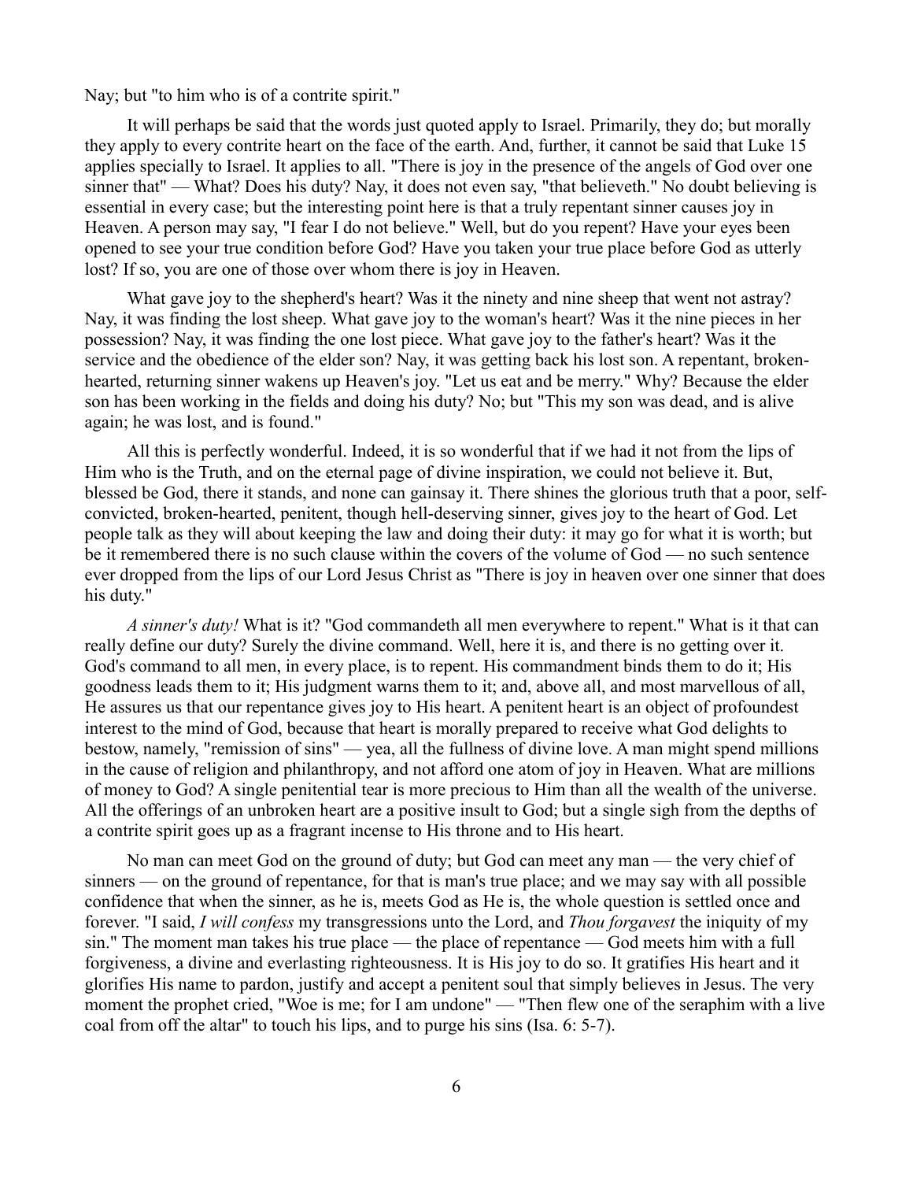Nay; but "to him who is of a contrite spirit."

It will perhaps be said that the words just quoted apply to Israel. Primarily, they do; but morally they apply to every contrite heart on the face of the earth. And, further, it cannot be said that Luke 15 applies specially to Israel. It applies to all. "There is joy in the presence of the angels of God over one sinner that" — What? Does his duty? Nay, it does not even say, "that believeth." No doubt believing is essential in every case; but the interesting point here is that a truly repentant sinner causes joy in Heaven. A person may say, "I fear I do not believe." Well, but do you repent? Have your eyes been opened to see your true condition before God? Have you taken your true place before God as utterly lost? If so, you are one of those over whom there is joy in Heaven.

What gave joy to the shepherd's heart? Was it the ninety and nine sheep that went not astray? Nay, it was finding the lost sheep. What gave joy to the woman's heart? Was it the nine pieces in her possession? Nay, it was finding the one lost piece. What gave joy to the father's heart? Was it the service and the obedience of the elder son? Nay, it was getting back his lost son. A repentant, broken-hearted, returning sinner wakens up Heaven's joy. "Let us eat and be merry." Why? Because the elder son has been working in the fields and doing his duty? No; but "This my son was dead, and is alive again; he was lost, and is found."

All this is perfectly wonderful. Indeed, it is so wonderful that if we had it not from the lips of Him who is the Truth, and on the eternal page of divine inspiration, we could not believe it. But, blessed be God, there it stands, and none can gainsay it. There shines the glorious truth that a poor, self-convicted, broken-hearted, penitent, though hell-deserving sinner, gives joy to the heart of God. Let people talk as they will about keeping the law and doing their duty: it may go for what it is worth; but be it remembered there is no such clause within the covers of the volume of God — no such sentence ever dropped from the lips of our Lord Jesus Christ as "There is joy in heaven over one sinner that does his duty."

*A sinner's duty!* What is it? "God commandeth all men everywhere to repent." What is it that can really define our duty? Surely the divine command. Well, here it is, and there is no getting over it. God's command to all men, in every place, is to repent. His commandment binds them to do it; His goodness leads them to it; His judgment warns them to it; and, above all, and most marvellous of all, He assures us that our repentance gives joy to His heart. A penitent heart is an object of profoundest interest to the mind of God, because that heart is morally prepared to receive what God delights to bestow, namely, "remission of sins" — yea, all the fullness of divine love. A man might spend millions in the cause of religion and philanthropy, and not afford one atom of joy in Heaven. What are millions of money to God? A single penitential tear is more precious to Him than all the wealth of the universe. All the offerings of an unbroken heart are a positive insult to God; but a single sigh from the depths of a contrite spirit goes up as a fragrant incense to His throne and to His heart.

No man can meet God on the ground of duty; but God can meet any man — the very chief of sinners — on the ground of repentance, for that is man's true place; and we may say with all possible confidence that when the sinner, as he is, meets God as He is, the whole question is settled once and forever. "I said, *I will confess* my transgressions unto the Lord, and *Thou forgavest* the iniquity of my sin." The moment man takes his true place — the place of repentance — God meets him with a full forgiveness, a divine and everlasting righteousness. It is His joy to do so. It gratifies His heart and it glorifies His name to pardon, justify and accept a penitent soul that simply believes in Jesus. The very moment the prophet cried, "Woe is me; for I am undone" — "Then flew one of the seraphim with a live coal from off the altar" to touch his lips, and to purge his sins (Isa. 6: 5-7).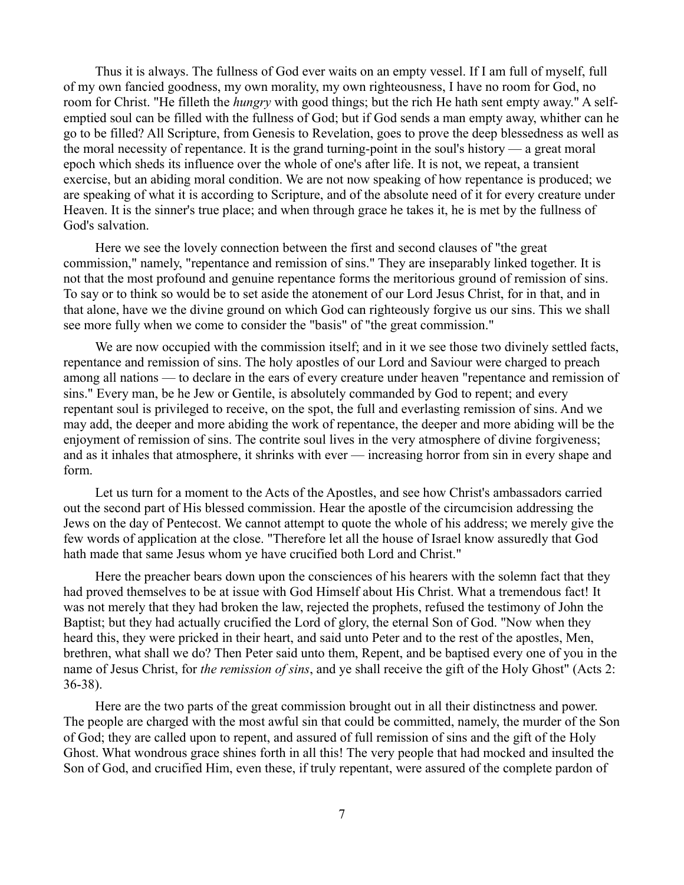Thus it is always. The fullness of God ever waits on an empty vessel. If I am full of myself, full of my own fancied goodness, my own morality, my own righteousness, I have no room for God, no room for Christ. "He filleth the *hungry* with good things; but the rich He hath sent empty away." A self-emptied soul can be filled with the fullness of God; but if God sends a man empty away, whither can he go to be filled? All Scripture, from Genesis to Revelation, goes to prove the deep blessedness as well as the moral necessity of repentance. It is the grand turning-point in the soul's history — a great moral epoch which sheds its influence over the whole of one's after life. It is not, we repeat, a transient exercise, but an abiding moral condition. We are not now speaking of how repentance is produced; we are speaking of what it is according to Scripture, and of the absolute need of it for every creature under Heaven. It is the sinner's true place; and when through grace he takes it, he is met by the fullness of God's salvation.

Here we see the lovely connection between the first and second clauses of "the great commission," namely, "repentance and remission of sins." They are inseparably linked together. It is not that the most profound and genuine repentance forms the meritorious ground of remission of sins. To say or to think so would be to set aside the atonement of our Lord Jesus Christ, for in that, and in that alone, have we the divine ground on which God can righteously forgive us our sins. This we shall see more fully when we come to consider the "basis" of "the great commission."

We are now occupied with the commission itself; and in it we see those two divinely settled facts, repentance and remission of sins. The holy apostles of our Lord and Saviour were charged to preach among all nations — to declare in the ears of every creature under heaven "repentance and remission of sins." Every man, be he Jew or Gentile, is absolutely commanded by God to repent; and every repentant soul is privileged to receive, on the spot, the full and everlasting remission of sins. And we may add, the deeper and more abiding the work of repentance, the deeper and more abiding will be the enjoyment of remission of sins. The contrite soul lives in the very atmosphere of divine forgiveness; and as it inhales that atmosphere, it shrinks with ever — increasing horror from sin in every shape and form.

Let us turn for a moment to the Acts of the Apostles, and see how Christ's ambassadors carried out the second part of His blessed commission. Hear the apostle of the circumcision addressing the Jews on the day of Pentecost. We cannot attempt to quote the whole of his address; we merely give the few words of application at the close. "Therefore let all the house of Israel know assuredly that God hath made that same Jesus whom ye have crucified both Lord and Christ."

Here the preacher bears down upon the consciences of his hearers with the solemn fact that they had proved themselves to be at issue with God Himself about His Christ. What a tremendous fact! It was not merely that they had broken the law, rejected the prophets, refused the testimony of John the Baptist; but they had actually crucified the Lord of glory, the eternal Son of God. "Now when they heard this, they were pricked in their heart, and said unto Peter and to the rest of the apostles, Men, brethren, what shall we do? Then Peter said unto them, Repent, and be baptised every one of you in the name of Jesus Christ, for *the remission of sins*, and ye shall receive the gift of the Holy Ghost" (Acts 2: 36-38).

Here are the two parts of the great commission brought out in all their distinctness and power. The people are charged with the most awful sin that could be committed, namely, the murder of the Son of God; they are called upon to repent, and assured of full remission of sins and the gift of the Holy Ghost. What wondrous grace shines forth in all this! The very people that had mocked and insulted the Son of God, and crucified Him, even these, if truly repentant, were assured of the complete pardon of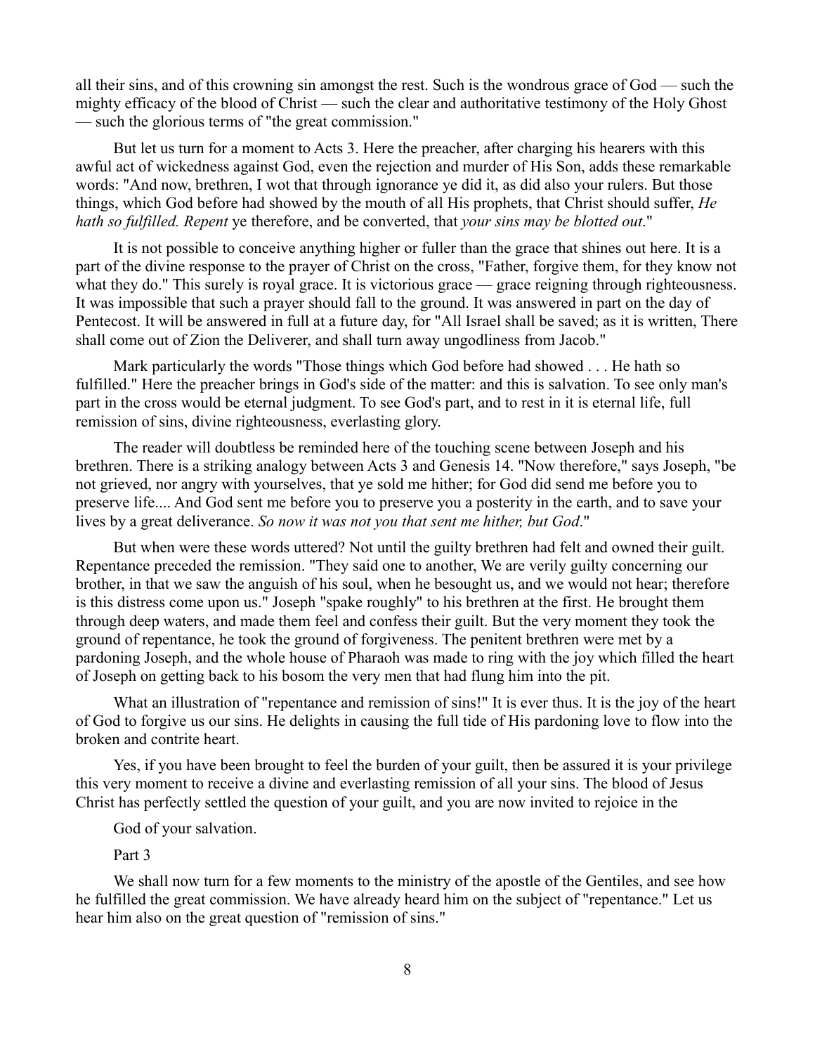all their sins, and of this crowning sin amongst the rest. Such is the wondrous grace of God — such the mighty efficacy of the blood of Christ — such the clear and authoritative testimony of the Holy Ghost — such the glorious terms of "the great commission."

But let us turn for a moment to Acts 3. Here the preacher, after charging his hearers with this awful act of wickedness against God, even the rejection and murder of His Son, adds these remarkable words: "And now, brethren, I wot that through ignorance ye did it, as did also your rulers. But those things, which God before had showed by the mouth of all His prophets, that Christ should suffer, *He hath so fulfilled. Repent* ye therefore, and be converted, that *your sins may be blotted out*."

It is not possible to conceive anything higher or fuller than the grace that shines out here. It is a part of the divine response to the prayer of Christ on the cross, "Father, forgive them, for they know not what they do." This surely is royal grace. It is victorious grace — grace reigning through righteousness. It was impossible that such a prayer should fall to the ground. It was answered in part on the day of Pentecost. It will be answered in full at a future day, for "All Israel shall be saved; as it is written, There shall come out of Zion the Deliverer, and shall turn away ungodliness from Jacob."

Mark particularly the words "Those things which God before had showed . . . He hath so fulfilled." Here the preacher brings in God's side of the matter: and this is salvation. To see only man's part in the cross would be eternal judgment. To see God's part, and to rest in it is eternal life, full remission of sins, divine righteousness, everlasting glory.

The reader will doubtless be reminded here of the touching scene between Joseph and his brethren. There is a striking analogy between Acts 3 and Genesis 14. "Now therefore," says Joseph, "be not grieved, nor angry with yourselves, that ye sold me hither; for God did send me before you to preserve life.... And God sent me before you to preserve you a posterity in the earth, and to save your lives by a great deliverance. *So now it was not you that sent me hither, but God*."

But when were these words uttered? Not until the guilty brethren had felt and owned their guilt. Repentance preceded the remission. "They said one to another, We are verily guilty concerning our brother, in that we saw the anguish of his soul, when he besought us, and we would not hear; therefore is this distress come upon us." Joseph "spake roughly" to his brethren at the first. He brought them through deep waters, and made them feel and confess their guilt. But the very moment they took the ground of repentance, he took the ground of forgiveness. The penitent brethren were met by a pardoning Joseph, and the whole house of Pharaoh was made to ring with the joy which filled the heart of Joseph on getting back to his bosom the very men that had flung him into the pit.

What an illustration of "repentance and remission of sins!" It is ever thus. It is the joy of the heart of God to forgive us our sins. He delights in causing the full tide of His pardoning love to flow into the broken and contrite heart.

Yes, if you have been brought to feel the burden of your guilt, then be assured it is your privilege this very moment to receive a divine and everlasting remission of all your sins. The blood of Jesus Christ has perfectly settled the question of your guilt, and you are now invited to rejoice in the

God of your salvation.

## Part 3

We shall now turn for a few moments to the ministry of the apostle of the Gentiles, and see how he fulfilled the great commission. We have already heard him on the subject of "repentance." Let us hear him also on the great question of "remission of sins."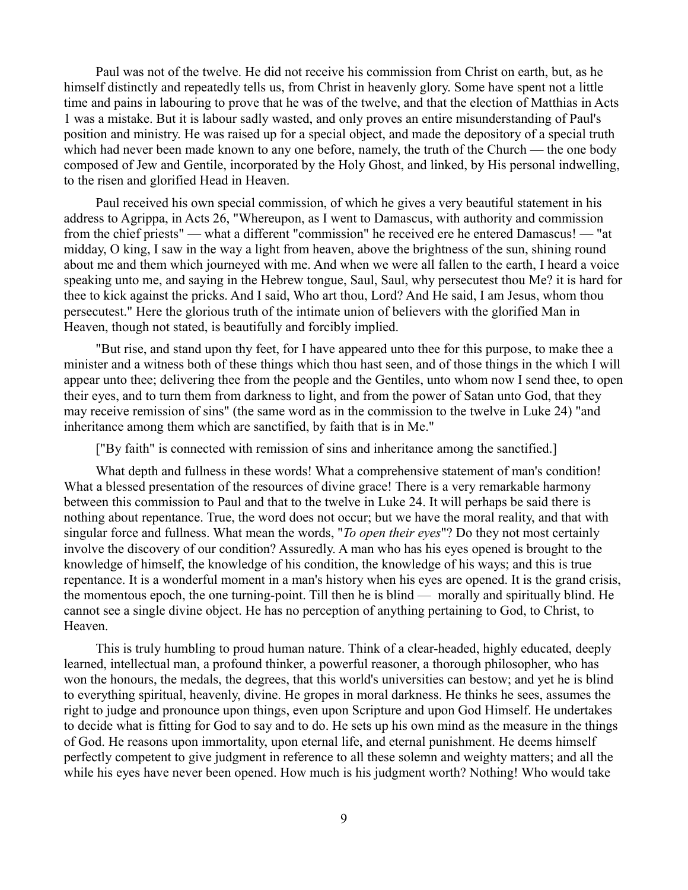Paul was not of the twelve. He did not receive his commission from Christ on earth, but, as he himself distinctly and repeatedly tells us, from Christ in heavenly glory. Some have spent not a little time and pains in labouring to prove that he was of the twelve, and that the election of Matthias in Acts 1 was a mistake. But it is labour sadly wasted, and only proves an entire misunderstanding of Paul's position and ministry. He was raised up for a special object, and made the depository of a special truth which had never been made known to any one before, namely, the truth of the Church — the one body composed of Jew and Gentile, incorporated by the Holy Ghost, and linked, by His personal indwelling, to the risen and glorified Head in Heaven.

Paul received his own special commission, of which he gives a very beautiful statement in his address to Agrippa, in Acts 26, "Whereupon, as I went to Damascus, with authority and commission from the chief priests" — what a different "commission" he received ere he entered Damascus! — "at midday, O king, I saw in the way a light from heaven, above the brightness of the sun, shining round about me and them which journeyed with me. And when we were all fallen to the earth, I heard a voice speaking unto me, and saying in the Hebrew tongue, Saul, Saul, why persecutest thou Me? it is hard for thee to kick against the pricks. And I said, Who art thou, Lord? And He said, I am Jesus, whom thou persecutest." Here the glorious truth of the intimate union of believers with the glorified Man in Heaven, though not stated, is beautifully and forcibly implied.

"But rise, and stand upon thy feet, for I have appeared unto thee for this purpose, to make thee a minister and a witness both of these things which thou hast seen, and of those things in the which I will appear unto thee; delivering thee from the people and the Gentiles, unto whom now I send thee, to open their eyes, and to turn them from darkness to light, and from the power of Satan unto God, that they may receive remission of sins" (the same word as in the commission to the twelve in Luke 24) "and inheritance among them which are sanctified, by faith that is in Me."

["By faith" is connected with remission of sins and inheritance among the sanctified.]

What depth and fullness in these words! What a comprehensive statement of man's condition! What a blessed presentation of the resources of divine grace! There is a very remarkable harmony between this commission to Paul and that to the twelve in Luke 24. It will perhaps be said there is nothing about repentance. True, the word does not occur; but we have the moral reality, and that with singular force and fullness. What mean the words, "*To open their eyes*"? Do they not most certainly involve the discovery of our condition? Assuredly. A man who has his eyes opened is brought to the knowledge of himself, the knowledge of his condition, the knowledge of his ways; and this is true repentance. It is a wonderful moment in a man's history when his eyes are opened. It is the grand crisis, the momentous epoch, the one turning-point. Till then he is blind — morally and spiritually blind. He cannot see a single divine object. He has no perception of anything pertaining to God, to Christ, to Heaven.

This is truly humbling to proud human nature. Think of a clear-headed, highly educated, deeply learned, intellectual man, a profound thinker, a powerful reasoner, a thorough philosopher, who has won the honours, the medals, the degrees, that this world's universities can bestow; and yet he is blind to everything spiritual, heavenly, divine. He gropes in moral darkness. He thinks he sees, assumes the right to judge and pronounce upon things, even upon Scripture and upon God Himself. He undertakes to decide what is fitting for God to say and to do. He sets up his own mind as the measure in the things of God. He reasons upon immortality, upon eternal life, and eternal punishment. He deems himself perfectly competent to give judgment in reference to all these solemn and weighty matters; and all the while his eyes have never been opened. How much is his judgment worth? Nothing! Who would take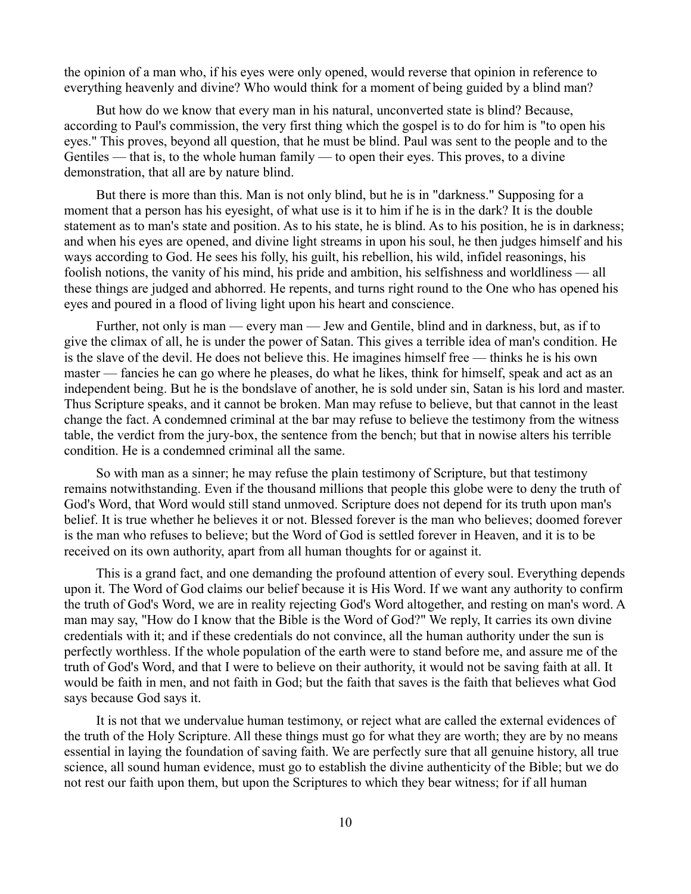the opinion of a man who, if his eyes were only opened, would reverse that opinion in reference to everything heavenly and divine? Who would think for a moment of being guided by a blind man?

But how do we know that every man in his natural, unconverted state is blind? Because, according to Paul's commission, the very first thing which the gospel is to do for him is "to open his eyes." This proves, beyond all question, that he must be blind. Paul was sent to the people and to the Gentiles — that is, to the whole human family — to open their eyes. This proves, to a divine demonstration, that all are by nature blind.

But there is more than this. Man is not only blind, but he is in "darkness." Supposing for a moment that a person has his eyesight, of what use is it to him if he is in the dark? It is the double statement as to man's state and position. As to his state, he is blind. As to his position, he is in darkness; and when his eyes are opened, and divine light streams in upon his soul, he then judges himself and his ways according to God. He sees his folly, his guilt, his rebellion, his wild, infidel reasonings, his foolish notions, the vanity of his mind, his pride and ambition, his selfishness and worldliness — all these things are judged and abhorred. He repents, and turns right round to the One who has opened his eyes and poured in a flood of living light upon his heart and conscience.

Further, not only is man — every man — Jew and Gentile, blind and in darkness, but, as if to give the climax of all, he is under the power of Satan. This gives a terrible idea of man's condition. He is the slave of the devil. He does not believe this. He imagines himself free — thinks he is his own master — fancies he can go where he pleases, do what he likes, think for himself, speak and act as an independent being. But he is the bondslave of another, he is sold under sin, Satan is his lord and master. Thus Scripture speaks, and it cannot be broken. Man may refuse to believe, but that cannot in the least change the fact. A condemned criminal at the bar may refuse to believe the testimony from the witness table, the verdict from the jury-box, the sentence from the bench; but that in nowise alters his terrible condition. He is a condemned criminal all the same.

So with man as a sinner; he may refuse the plain testimony of Scripture, but that testimony remains notwithstanding. Even if the thousand millions that people this globe were to deny the truth of God's Word, that Word would still stand unmoved. Scripture does not depend for its truth upon man's belief. It is true whether he believes it or not. Blessed forever is the man who believes; doomed forever is the man who refuses to believe; but the Word of God is settled forever in Heaven, and it is to be received on its own authority, apart from all human thoughts for or against it.

This is a grand fact, and one demanding the profound attention of every soul. Everything depends upon it. The Word of God claims our belief because it is His Word. If we want any authority to confirm the truth of God's Word, we are in reality rejecting God's Word altogether, and resting on man's word. A man may say, "How do I know that the Bible is the Word of God?" We reply, It carries its own divine credentials with it; and if these credentials do not convince, all the human authority under the sun is perfectly worthless. If the whole population of the earth were to stand before me, and assure me of the truth of God's Word, and that I were to believe on their authority, it would not be saving faith at all. It would be faith in men, and not faith in God; but the faith that saves is the faith that believes what God says because God says it.

It is not that we undervalue human testimony, or reject what are called the external evidences of the truth of the Holy Scripture. All these things must go for what they are worth; they are by no means essential in laying the foundation of saving faith. We are perfectly sure that all genuine history, all true science, all sound human evidence, must go to establish the divine authenticity of the Bible; but we do not rest our faith upon them, but upon the Scriptures to which they bear witness; for if all human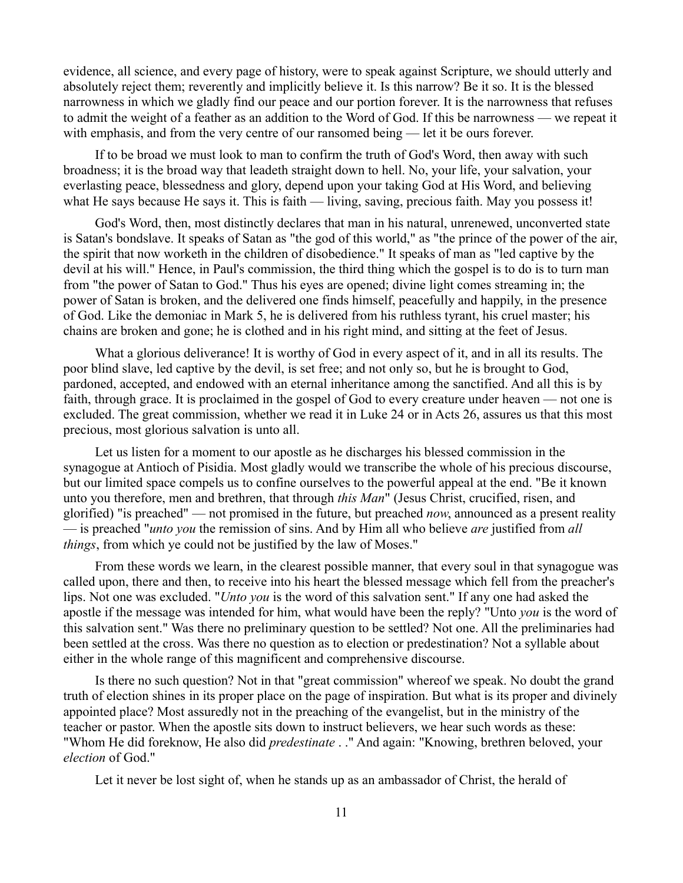evidence, all science, and every page of history, were to speak against Scripture, we should utterly and absolutely reject them; reverently and implicitly believe it. Is this narrow? Be it so. It is the blessed narrowness in which we gladly find our peace and our portion forever. It is the narrowness that refuses to admit the weight of a feather as an addition to the Word of God. If this be narrowness — we repeat it with emphasis, and from the very centre of our ransomed being — let it be ours forever.

If to be broad we must look to man to confirm the truth of God's Word, then away with such broadness; it is the broad way that leadeth straight down to hell. No, your life, your salvation, your everlasting peace, blessedness and glory, depend upon your taking God at His Word, and believing what He says because He says it. This is faith — living, saving, precious faith. May you possess it!

God's Word, then, most distinctly declares that man in his natural, unrenewed, unconverted state is Satan's bondslave. It speaks of Satan as "the god of this world," as "the prince of the power of the air, the spirit that now worketh in the children of disobedience." It speaks of man as "led captive by the devil at his will." Hence, in Paul's commission, the third thing which the gospel is to do is to turn man from "the power of Satan to God." Thus his eyes are opened; divine light comes streaming in; the power of Satan is broken, and the delivered one finds himself, peacefully and happily, in the presence of God. Like the demoniac in Mark 5, he is delivered from his ruthless tyrant, his cruel master; his chains are broken and gone; he is clothed and in his right mind, and sitting at the feet of Jesus.

What a glorious deliverance! It is worthy of God in every aspect of it, and in all its results. The poor blind slave, led captive by the devil, is set free; and not only so, but he is brought to God, pardoned, accepted, and endowed with an eternal inheritance among the sanctified. And all this is by faith, through grace. It is proclaimed in the gospel of God to every creature under heaven — not one is excluded. The great commission, whether we read it in Luke 24 or in Acts 26, assures us that this most precious, most glorious salvation is unto all.

Let us listen for a moment to our apostle as he discharges his blessed commission in the synagogue at Antioch of Pisidia. Most gladly would we transcribe the whole of his precious discourse, but our limited space compels us to confine ourselves to the powerful appeal at the end. "Be it known unto you therefore, men and brethren, that through *this Man*" (Jesus Christ, crucified, risen, and glorified) "is preached" — not promised in the future, but preached *now*, announced as a present reality — is preached "*unto you* the remission of sins. And by Him all who believe *are* justified from *all things*, from which ye could not be justified by the law of Moses."

From these words we learn, in the clearest possible manner, that every soul in that synagogue was called upon, there and then, to receive into his heart the blessed message which fell from the preacher's lips. Not one was excluded. "*Unto you* is the word of this salvation sent." If any one had asked the apostle if the message was intended for him, what would have been the reply? "Unto *you* is the word of this salvation sent." Was there no preliminary question to be settled? Not one. All the preliminaries had been settled at the cross. Was there no question as to election or predestination? Not a syllable about either in the whole range of this magnificent and comprehensive discourse.

Is there no such question? Not in that "great commission" whereof we speak. No doubt the grand truth of election shines in its proper place on the page of inspiration. But what is its proper and divinely appointed place? Most assuredly not in the preaching of the evangelist, but in the ministry of the teacher or pastor. When the apostle sits down to instruct believers, we hear such words as these: "Whom He did foreknow, He also did *predestinate* . ." And again: "Knowing, brethren beloved, your *election* of God."

Let it never be lost sight of, when he stands up as an ambassador of Christ, the herald of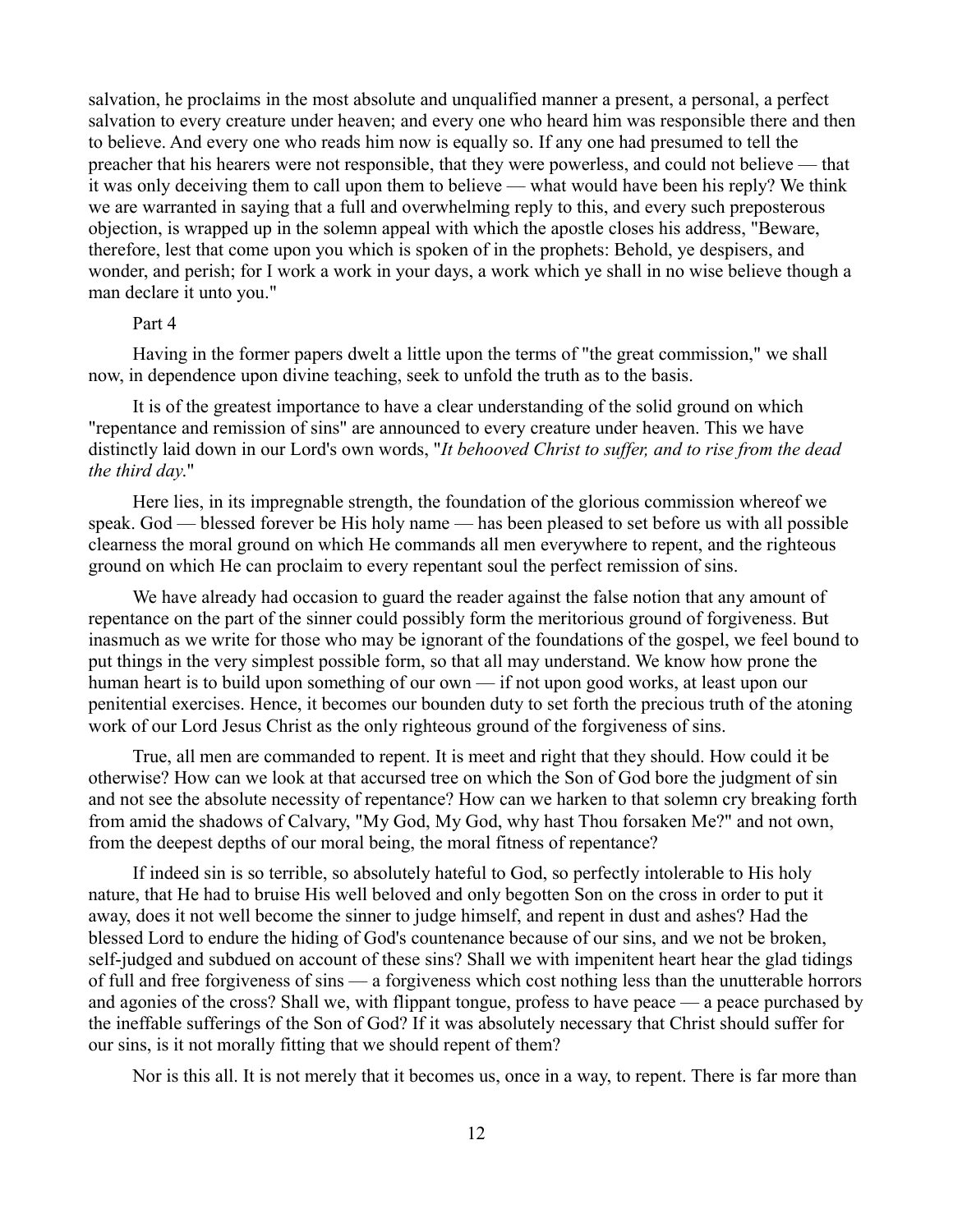salvation, he proclaims in the most absolute and unqualified manner a present, a personal, a perfect salvation to every creature under heaven; and every one who heard him was responsible there and then to believe. And every one who reads him now is equally so. If any one had presumed to tell the preacher that his hearers were not responsible, that they were powerless, and could not believe — that it was only deceiving them to call upon them to believe — what would have been his reply? We think we are warranted in saying that a full and overwhelming reply to this, and every such preposterous objection, is wrapped up in the solemn appeal with which the apostle closes his address, "Beware, therefore, lest that come upon you which is spoken of in the prophets: Behold, ye despisers, and wonder, and perish; for I work a work in your days, a work which ye shall in no wise believe though a man declare it unto you."

## Part 4

Having in the former papers dwelt a little upon the terms of "the great commission," we shall now, in dependence upon divine teaching, seek to unfold the truth as to the basis.

It is of the greatest importance to have a clear understanding of the solid ground on which "repentance and remission of sins" are announced to every creature under heaven. This we have distinctly laid down in our Lord's own words, "*It behooved Christ to suffer, and to rise from the dead the third day.*"

Here lies, in its impregnable strength, the foundation of the glorious commission whereof we speak. God — blessed forever be His holy name — has been pleased to set before us with all possible clearness the moral ground on which He commands all men everywhere to repent, and the righteous ground on which He can proclaim to every repentant soul the perfect remission of sins.

We have already had occasion to guard the reader against the false notion that any amount of repentance on the part of the sinner could possibly form the meritorious ground of forgiveness. But inasmuch as we write for those who may be ignorant of the foundations of the gospel, we feel bound to put things in the very simplest possible form, so that all may understand. We know how prone the human heart is to build upon something of our own — if not upon good works, at least upon our penitential exercises. Hence, it becomes our bounden duty to set forth the precious truth of the atoning work of our Lord Jesus Christ as the only righteous ground of the forgiveness of sins.

True, all men are commanded to repent. It is meet and right that they should. How could it be otherwise? How can we look at that accursed tree on which the Son of God bore the judgment of sin and not see the absolute necessity of repentance? How can we harken to that solemn cry breaking forth from amid the shadows of Calvary, "My God, My God, why hast Thou forsaken Me?" and not own, from the deepest depths of our moral being, the moral fitness of repentance?

If indeed sin is so terrible, so absolutely hateful to God, so perfectly intolerable to His holy nature, that He had to bruise His well beloved and only begotten Son on the cross in order to put it away, does it not well become the sinner to judge himself, and repent in dust and ashes? Had the blessed Lord to endure the hiding of God's countenance because of our sins, and we not be broken, self-judged and subdued on account of these sins? Shall we with impenitent heart hear the glad tidings of full and free forgiveness of sins — a forgiveness which cost nothing less than the unutterable horrors and agonies of the cross? Shall we, with flippant tongue, profess to have peace — a peace purchased by the ineffable sufferings of the Son of God? If it was absolutely necessary that Christ should suffer for our sins, is it not morally fitting that we should repent of them?

Nor is this all. It is not merely that it becomes us, once in a way, to repent. There is far more than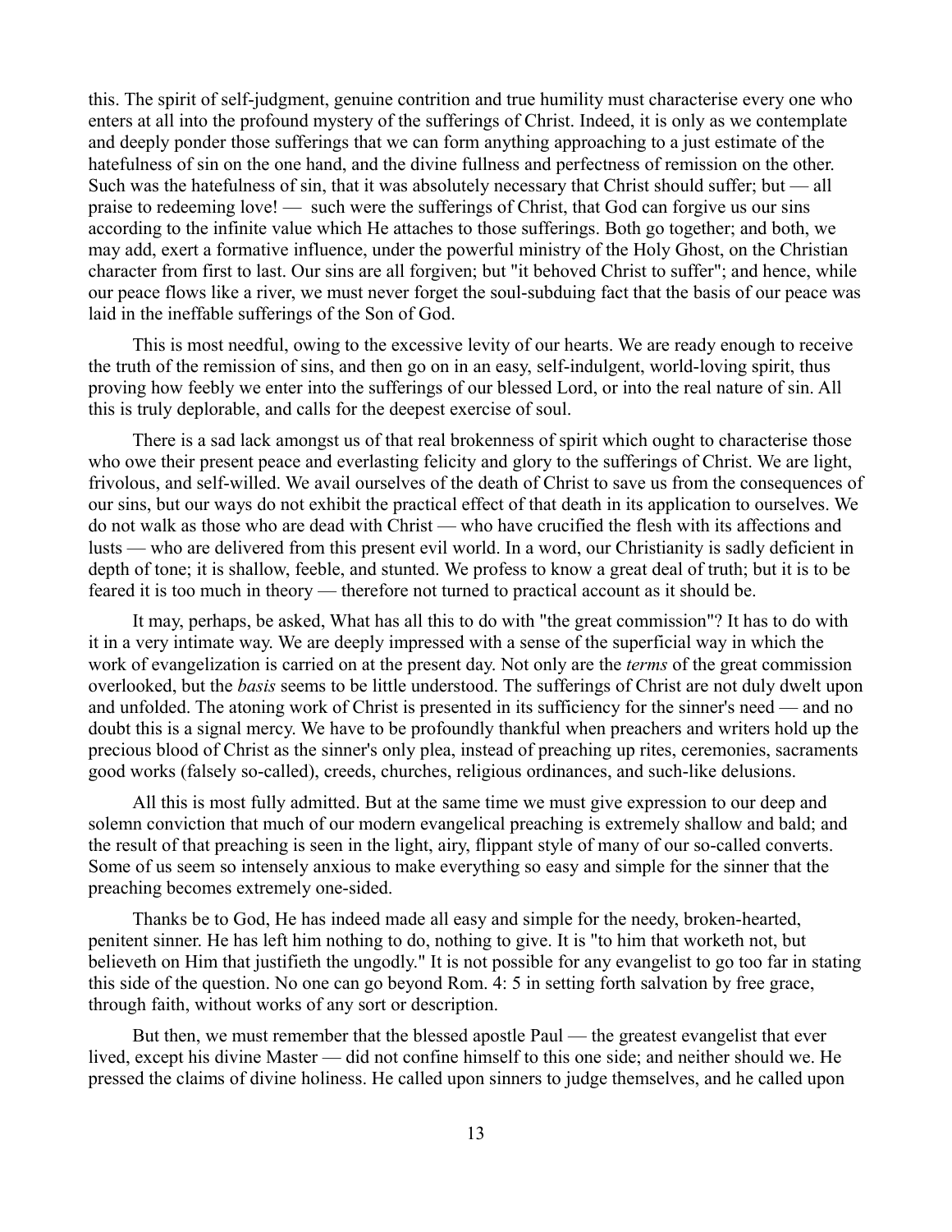this. The spirit of self-judgment, genuine contrition and true humility must characterise every one who enters at all into the profound mystery of the sufferings of Christ. Indeed, it is only as we contemplate and deeply ponder those sufferings that we can form anything approaching to a just estimate of the hatefulness of sin on the one hand, and the divine fullness and perfectness of remission on the other. Such was the hatefulness of sin, that it was absolutely necessary that Christ should suffer; but — all praise to redeeming love! — such were the sufferings of Christ, that God can forgive us our sins according to the infinite value which He attaches to those sufferings. Both go together; and both, we may add, exert a formative influence, under the powerful ministry of the Holy Ghost, on the Christian character from first to last. Our sins are all forgiven; but "it behoved Christ to suffer"; and hence, while our peace flows like a river, we must never forget the soul-subduing fact that the basis of our peace was laid in the ineffable sufferings of the Son of God.

This is most needful, owing to the excessive levity of our hearts. We are ready enough to receive the truth of the remission of sins, and then go on in an easy, self-indulgent, world-loving spirit, thus proving how feebly we enter into the sufferings of our blessed Lord, or into the real nature of sin. All this is truly deplorable, and calls for the deepest exercise of soul.

There is a sad lack amongst us of that real brokenness of spirit which ought to characterise those who owe their present peace and everlasting felicity and glory to the sufferings of Christ. We are light, frivolous, and self-willed. We avail ourselves of the death of Christ to save us from the consequences of our sins, but our ways do not exhibit the practical effect of that death in its application to ourselves. We do not walk as those who are dead with Christ — who have crucified the flesh with its affections and lusts — who are delivered from this present evil world. In a word, our Christianity is sadly deficient in depth of tone; it is shallow, feeble, and stunted. We profess to know a great deal of truth; but it is to be feared it is too much in theory — therefore not turned to practical account as it should be.

It may, perhaps, be asked, What has all this to do with "the great commission"? It has to do with it in a very intimate way. We are deeply impressed with a sense of the superficial way in which the work of evangelization is carried on at the present day. Not only are the *terms* of the great commission overlooked, but the *basis* seems to be little understood. The sufferings of Christ are not duly dwelt upon and unfolded. The atoning work of Christ is presented in its sufficiency for the sinner's need — and no doubt this is a signal mercy. We have to be profoundly thankful when preachers and writers hold up the precious blood of Christ as the sinner's only plea, instead of preaching up rites, ceremonies, sacraments good works (falsely so-called), creeds, churches, religious ordinances, and such-like delusions.

All this is most fully admitted. But at the same time we must give expression to our deep and solemn conviction that much of our modern evangelical preaching is extremely shallow and bald; and the result of that preaching is seen in the light, airy, flippant style of many of our so-called converts. Some of us seem so intensely anxious to make everything so easy and simple for the sinner that the preaching becomes extremely one-sided.

Thanks be to God, He has indeed made all easy and simple for the needy, broken-hearted, penitent sinner. He has left him nothing to do, nothing to give. It is "to him that worketh not, but believeth on Him that justifieth the ungodly." It is not possible for any evangelist to go too far in stating this side of the question. No one can go beyond Rom. 4: 5 in setting forth salvation by free grace, through faith, without works of any sort or description.

But then, we must remember that the blessed apostle Paul — the greatest evangelist that ever lived, except his divine Master — did not confine himself to this one side; and neither should we. He pressed the claims of divine holiness. He called upon sinners to judge themselves, and he called upon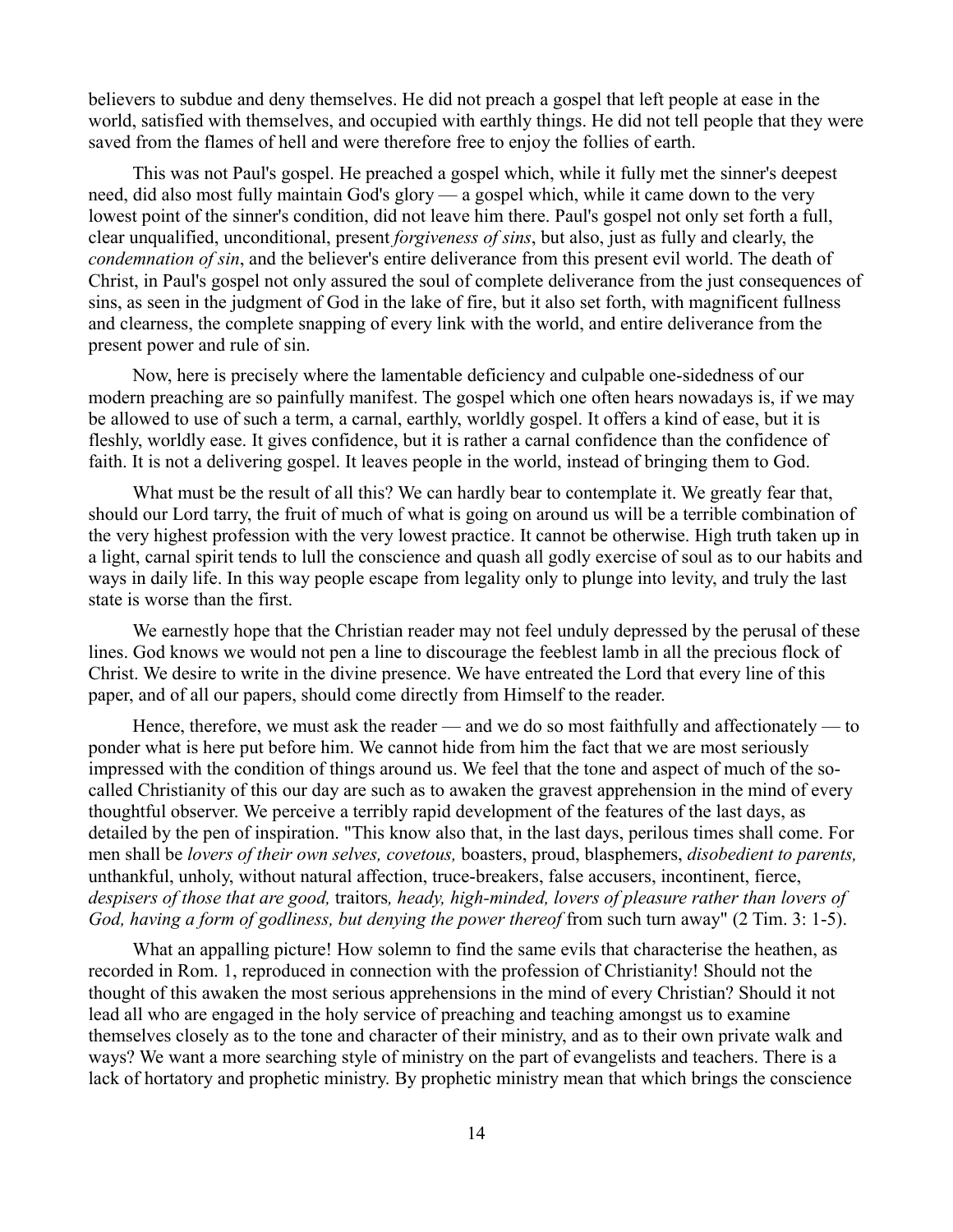believers to subdue and deny themselves. He did not preach a gospel that left people at ease in the world, satisfied with themselves, and occupied with earthly things. He did not tell people that they were saved from the flames of hell and were therefore free to enjoy the follies of earth.

This was not Paul's gospel. He preached a gospel which, while it fully met the sinner's deepest need, did also most fully maintain God's glory — a gospel which, while it came down to the very lowest point of the sinner's condition, did not leave him there. Paul's gospel not only set forth a full, clear unqualified, unconditional, present *forgiveness of sins*, but also, just as fully and clearly, the *condemnation of sin*, and the believer's entire deliverance from this present evil world. The death of Christ, in Paul's gospel not only assured the soul of complete deliverance from the just consequences of sins, as seen in the judgment of God in the lake of fire, but it also set forth, with magnificent fullness and clearness, the complete snapping of every link with the world, and entire deliverance from the present power and rule of sin.

Now, here is precisely where the lamentable deficiency and culpable one-sidedness of our modern preaching are so painfully manifest. The gospel which one often hears nowadays is, if we may be allowed to use of such a term, a carnal, earthly, worldly gospel. It offers a kind of ease, but it is fleshly, worldly ease. It gives confidence, but it is rather a carnal confidence than the confidence of faith. It is not a delivering gospel. It leaves people in the world, instead of bringing them to God.

What must be the result of all this? We can hardly bear to contemplate it. We greatly fear that, should our Lord tarry, the fruit of much of what is going on around us will be a terrible combination of the very highest profession with the very lowest practice. It cannot be otherwise. High truth taken up in a light, carnal spirit tends to lull the conscience and quash all godly exercise of soul as to our habits and ways in daily life. In this way people escape from legality only to plunge into levity, and truly the last state is worse than the first.

We earnestly hope that the Christian reader may not feel unduly depressed by the perusal of these lines. God knows we would not pen a line to discourage the feeblest lamb in all the precious flock of Christ. We desire to write in the divine presence. We have entreated the Lord that every line of this paper, and of all our papers, should come directly from Himself to the reader.

Hence, therefore, we must ask the reader — and we do so most faithfully and affectionately — to ponder what is here put before him. We cannot hide from him the fact that we are most seriously impressed with the condition of things around us. We feel that the tone and aspect of much of the so-called Christianity of this our day are such as to awaken the gravest apprehension in the mind of every thoughtful observer. We perceive a terribly rapid development of the features of the last days, as detailed by the pen of inspiration. "This know also that, in the last days, perilous times shall come. For men shall be *lovers of their own selves, covetous,* boasters, proud, blasphemers, *disobedient to parents,* unthankful, unholy, without natural affection, truce-breakers, false accusers, incontinent, fierce, *despisers of those that are good,* traitors*, heady, high-minded, lovers of pleasure rather than lovers of God, having a form of godliness, but denying the power thereof* from such turn away" (2 Tim. 3: 1-5).

What an appalling picture! How solemn to find the same evils that characterise the heathen, as recorded in Rom. 1, reproduced in connection with the profession of Christianity! Should not the thought of this awaken the most serious apprehensions in the mind of every Christian? Should it not lead all who are engaged in the holy service of preaching and teaching amongst us to examine themselves closely as to the tone and character of their ministry, and as to their own private walk and ways? We want a more searching style of ministry on the part of evangelists and teachers. There is a lack of hortatory and prophetic ministry. By prophetic ministry mean that which brings the conscience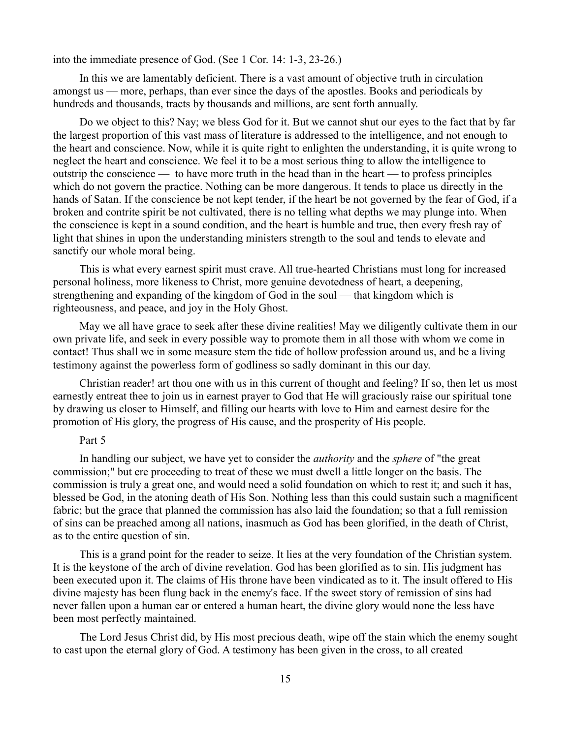into the immediate presence of God. (See 1 Cor. 14: 1-3, 23-26.)

In this we are lamentably deficient. There is a vast amount of objective truth in circulation amongst us — more, perhaps, than ever since the days of the apostles. Books and periodicals by hundreds and thousands, tracts by thousands and millions, are sent forth annually.

Do we object to this? Nay; we bless God for it. But we cannot shut our eyes to the fact that by far the largest proportion of this vast mass of literature is addressed to the intelligence, and not enough to the heart and conscience. Now, while it is quite right to enlighten the understanding, it is quite wrong to neglect the heart and conscience. We feel it to be a most serious thing to allow the intelligence to outstrip the conscience — to have more truth in the head than in the heart — to profess principles which do not govern the practice. Nothing can be more dangerous. It tends to place us directly in the hands of Satan. If the conscience be not kept tender, if the heart be not governed by the fear of God, if a broken and contrite spirit be not cultivated, there is no telling what depths we may plunge into. When the conscience is kept in a sound condition, and the heart is humble and true, then every fresh ray of light that shines in upon the understanding ministers strength to the soul and tends to elevate and sanctify our whole moral being.

This is what every earnest spirit must crave. All true-hearted Christians must long for increased personal holiness, more likeness to Christ, more genuine devotedness of heart, a deepening, strengthening and expanding of the kingdom of God in the soul — that kingdom which is righteousness, and peace, and joy in the Holy Ghost.

May we all have grace to seek after these divine realities! May we diligently cultivate them in our own private life, and seek in every possible way to promote them in all those with whom we come in contact! Thus shall we in some measure stem the tide of hollow profession around us, and be a living testimony against the powerless form of godliness so sadly dominant in this our day.

Christian reader! art thou one with us in this current of thought and feeling? If so, then let us most earnestly entreat thee to join us in earnest prayer to God that He will graciously raise our spiritual tone by drawing us closer to Himself, and filling our hearts with love to Him and earnest desire for the promotion of His glory, the progress of His cause, and the prosperity of His people.

## Part 5

In handling our subject, we have yet to consider the *authority* and the *sphere* of "the great commission;" but ere proceeding to treat of these we must dwell a little longer on the basis. The commission is truly a great one, and would need a solid foundation on which to rest it; and such it has, blessed be God, in the atoning death of His Son. Nothing less than this could sustain such a magnificent fabric; but the grace that planned the commission has also laid the foundation; so that a full remission of sins can be preached among all nations, inasmuch as God has been glorified, in the death of Christ, as to the entire question of sin.

This is a grand point for the reader to seize. It lies at the very foundation of the Christian system. It is the keystone of the arch of divine revelation. God has been glorified as to sin. His judgment has been executed upon it. The claims of His throne have been vindicated as to it. The insult offered to His divine majesty has been flung back in the enemy's face. If the sweet story of remission of sins had never fallen upon a human ear or entered a human heart, the divine glory would none the less have been most perfectly maintained.

The Lord Jesus Christ did, by His most precious death, wipe off the stain which the enemy sought to cast upon the eternal glory of God. A testimony has been given in the cross, to all created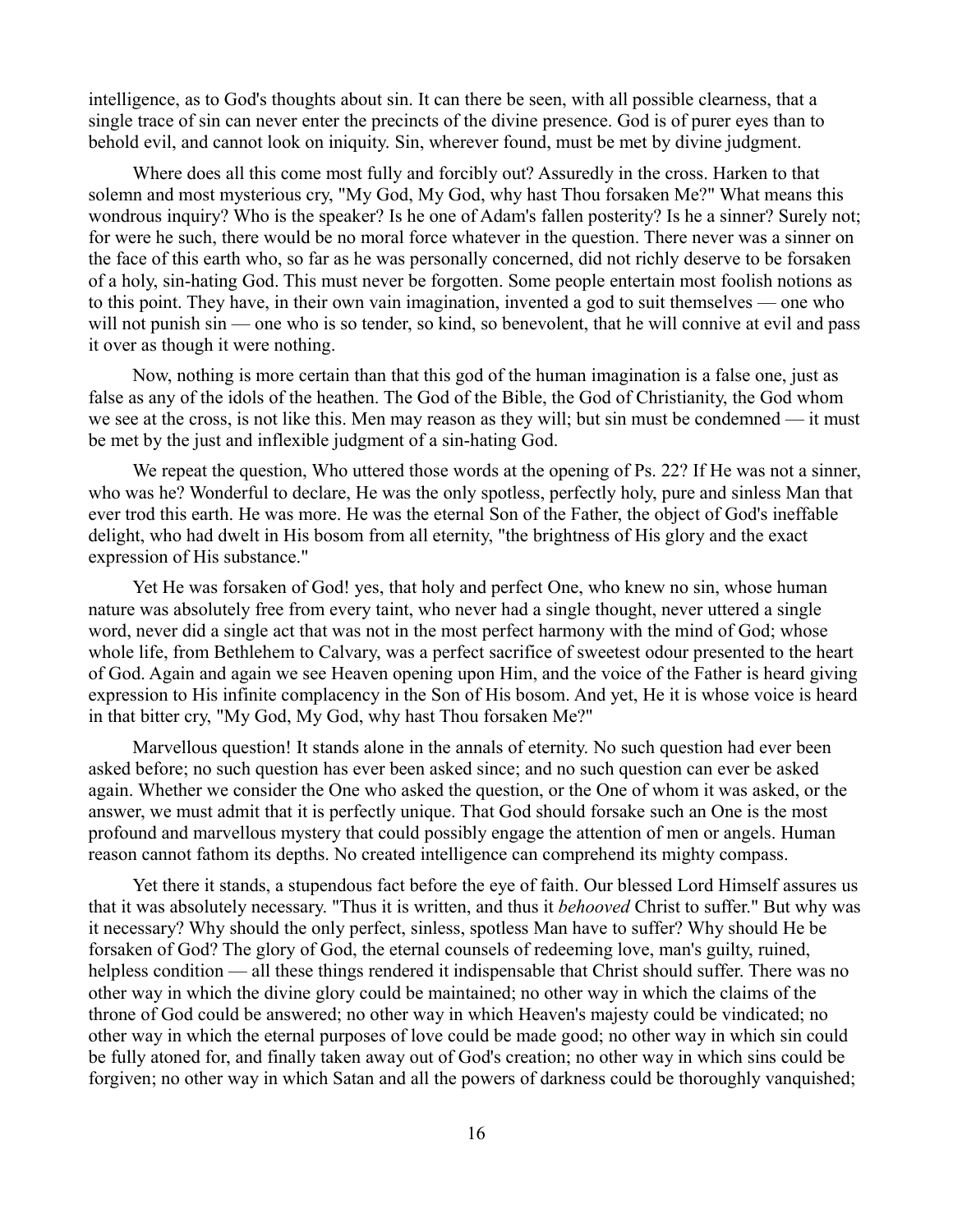intelligence, as to God's thoughts about sin. It can there be seen, with all possible clearness, that a single trace of sin can never enter the precincts of the divine presence. God is of purer eyes than to behold evil, and cannot look on iniquity. Sin, wherever found, must be met by divine judgment.

Where does all this come most fully and forcibly out? Assuredly in the cross. Harken to that solemn and most mysterious cry, "My God, My God, why hast Thou forsaken Me?" What means this wondrous inquiry? Who is the speaker? Is he one of Adam's fallen posterity? Is he a sinner? Surely not; for were he such, there would be no moral force whatever in the question. There never was a sinner on the face of this earth who, so far as he was personally concerned, did not richly deserve to be forsaken of a holy, sin-hating God. This must never be forgotten. Some people entertain most foolish notions as to this point. They have, in their own vain imagination, invented a god to suit themselves — one who will not punish sin — one who is so tender, so kind, so benevolent, that he will connive at evil and pass it over as though it were nothing.

Now, nothing is more certain than that this god of the human imagination is a false one, just as false as any of the idols of the heathen. The God of the Bible, the God of Christianity, the God whom we see at the cross, is not like this. Men may reason as they will; but sin must be condemned — it must be met by the just and inflexible judgment of a sin-hating God.

We repeat the question, Who uttered those words at the opening of Ps. 22? If He was not a sinner, who was he? Wonderful to declare, He was the only spotless, perfectly holy, pure and sinless Man that ever trod this earth. He was more. He was the eternal Son of the Father, the object of God's ineffable delight, who had dwelt in His bosom from all eternity, "the brightness of His glory and the exact expression of His substance."

Yet He was forsaken of God! yes, that holy and perfect One, who knew no sin, whose human nature was absolutely free from every taint, who never had a single thought, never uttered a single word, never did a single act that was not in the most perfect harmony with the mind of God; whose whole life, from Bethlehem to Calvary, was a perfect sacrifice of sweetest odour presented to the heart of God. Again and again we see Heaven opening upon Him, and the voice of the Father is heard giving expression to His infinite complacency in the Son of His bosom. And yet, He it is whose voice is heard in that bitter cry, "My God, My God, why hast Thou forsaken Me?"

Marvellous question! It stands alone in the annals of eternity. No such question had ever been asked before; no such question has ever been asked since; and no such question can ever be asked again. Whether we consider the One who asked the question, or the One of whom it was asked, or the answer, we must admit that it is perfectly unique. That God should forsake such an One is the most profound and marvellous mystery that could possibly engage the attention of men or angels. Human reason cannot fathom its depths. No created intelligence can comprehend its mighty compass.

Yet there it stands, a stupendous fact before the eye of faith. Our blessed Lord Himself assures us that it was absolutely necessary. "Thus it is written, and thus it *behooved* Christ to suffer." But why was it necessary? Why should the only perfect, sinless, spotless Man have to suffer? Why should He be forsaken of God? The glory of God, the eternal counsels of redeeming love, man's guilty, ruined, helpless condition — all these things rendered it indispensable that Christ should suffer. There was no other way in which the divine glory could be maintained; no other way in which the claims of the throne of God could be answered; no other way in which Heaven's majesty could be vindicated; no other way in which the eternal purposes of love could be made good; no other way in which sin could be fully atoned for, and finally taken away out of God's creation; no other way in which sins could be forgiven; no other way in which Satan and all the powers of darkness could be thoroughly vanquished;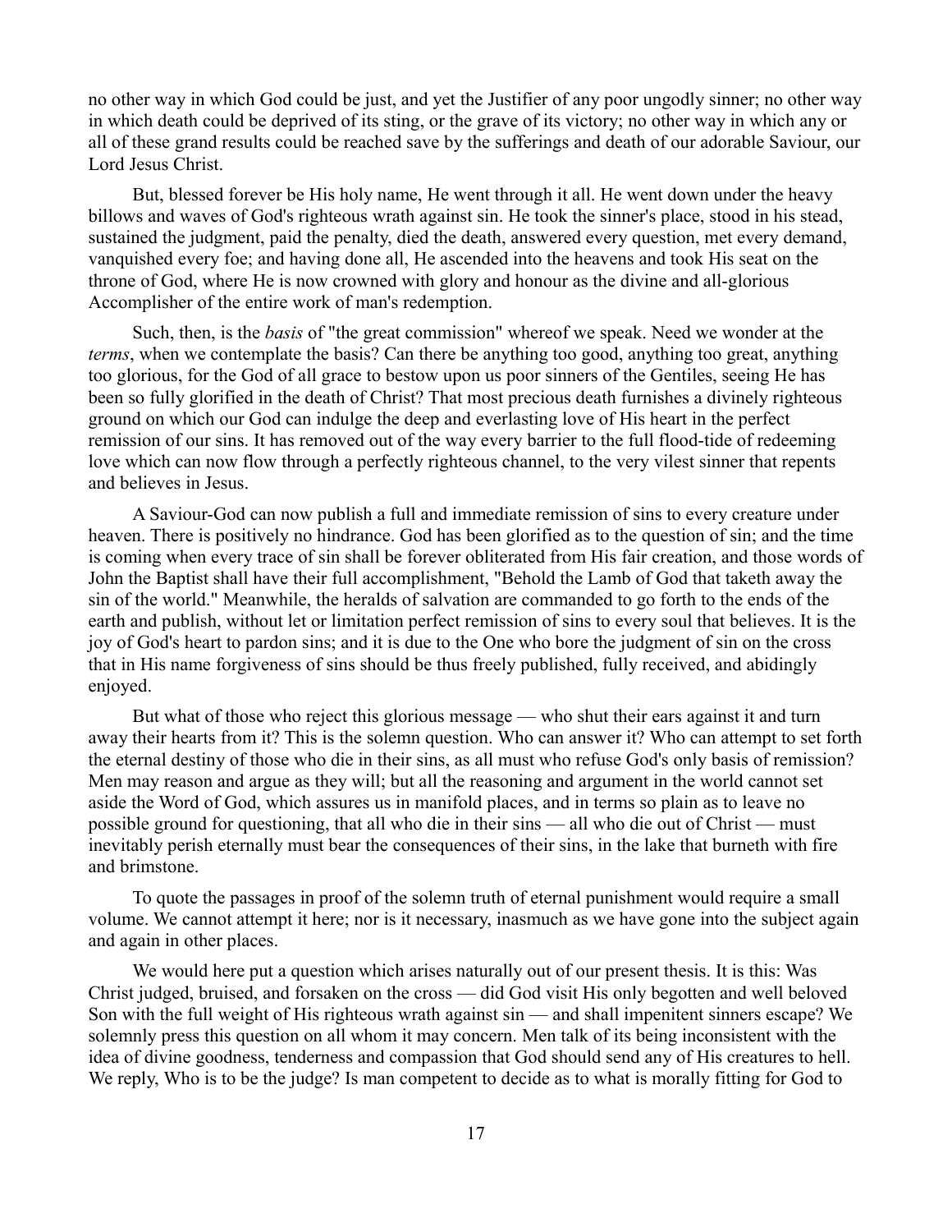no other way in which God could be just, and yet the Justifier of any poor ungodly sinner; no other way in which death could be deprived of its sting, or the grave of its victory; no other way in which any or all of these grand results could be reached save by the sufferings and death of our adorable Saviour, our Lord Jesus Christ.

But, blessed forever be His holy name, He went through it all. He went down under the heavy billows and waves of God's righteous wrath against sin. He took the sinner's place, stood in his stead, sustained the judgment, paid the penalty, died the death, answered every question, met every demand, vanquished every foe; and having done all, He ascended into the heavens and took His seat on the throne of God, where He is now crowned with glory and honour as the divine and all-glorious Accomplisher of the entire work of man's redemption.

Such, then, is the *basis* of "the great commission" whereof we speak. Need we wonder at the *terms*, when we contemplate the basis? Can there be anything too good, anything too great, anything too glorious, for the God of all grace to bestow upon us poor sinners of the Gentiles, seeing He has been so fully glorified in the death of Christ? That most precious death furnishes a divinely righteous ground on which our God can indulge the deep and everlasting love of His heart in the perfect remission of our sins. It has removed out of the way every barrier to the full flood-tide of redeeming love which can now flow through a perfectly righteous channel, to the very vilest sinner that repents and believes in Jesus.

A Saviour-God can now publish a full and immediate remission of sins to every creature under heaven. There is positively no hindrance. God has been glorified as to the question of sin; and the time is coming when every trace of sin shall be forever obliterated from His fair creation, and those words of John the Baptist shall have their full accomplishment, "Behold the Lamb of God that taketh away the sin of the world." Meanwhile, the heralds of salvation are commanded to go forth to the ends of the earth and publish, without let or limitation perfect remission of sins to every soul that believes. It is the joy of God's heart to pardon sins; and it is due to the One who bore the judgment of sin on the cross that in His name forgiveness of sins should be thus freely published, fully received, and abidingly enjoyed.

But what of those who reject this glorious message — who shut their ears against it and turn away their hearts from it? This is the solemn question. Who can answer it? Who can attempt to set forth the eternal destiny of those who die in their sins, as all must who refuse God's only basis of remission? Men may reason and argue as they will; but all the reasoning and argument in the world cannot set aside the Word of God, which assures us in manifold places, and in terms so plain as to leave no possible ground for questioning, that all who die in their sins — all who die out of Christ — must inevitably perish eternally must bear the consequences of their sins, in the lake that burneth with fire and brimstone.

To quote the passages in proof of the solemn truth of eternal punishment would require a small volume. We cannot attempt it here; nor is it necessary, inasmuch as we have gone into the subject again and again in other places.

We would here put a question which arises naturally out of our present thesis. It is this: Was Christ judged, bruised, and forsaken on the cross — did God visit His only begotten and well beloved Son with the full weight of His righteous wrath against sin — and shall impenitent sinners escape? We solemnly press this question on all whom it may concern. Men talk of its being inconsistent with the idea of divine goodness, tenderness and compassion that God should send any of His creatures to hell. We reply, Who is to be the judge? Is man competent to decide as to what is morally fitting for God to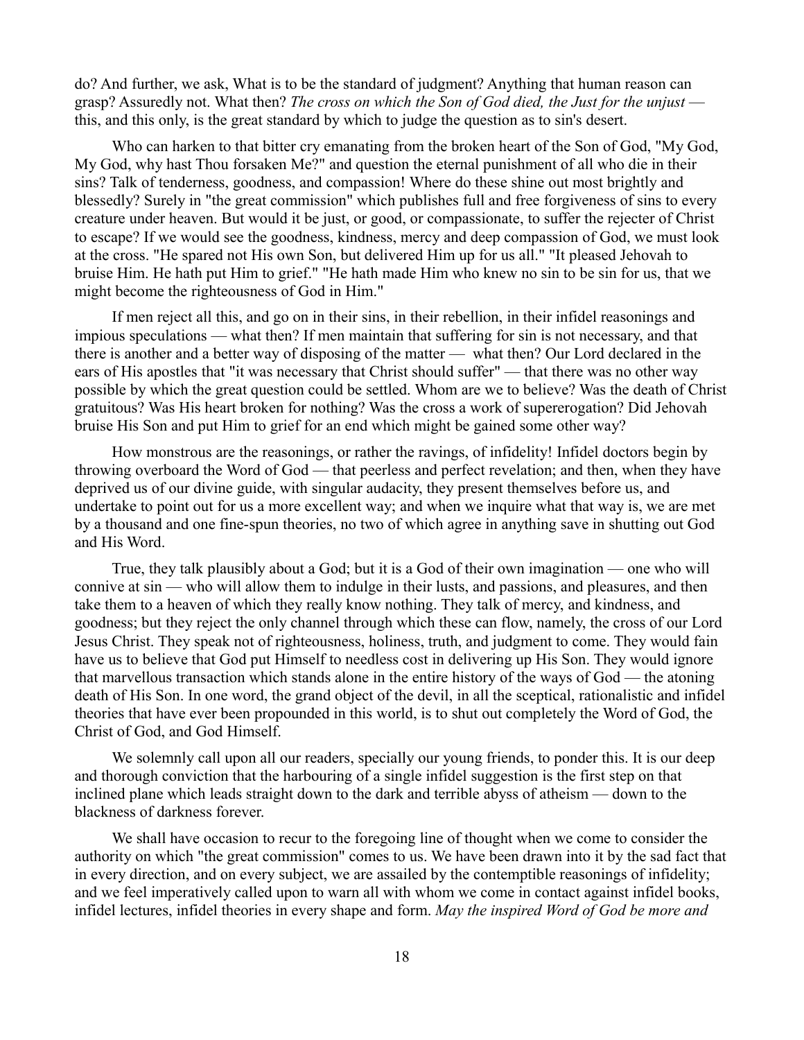do? And further, we ask, What is to be the standard of judgment? Anything that human reason can grasp? Assuredly not. What then? *The cross on which the Son of God died, the Just for the unjust* — this, and this only, is the great standard by which to judge the question as to sin's desert.

Who can harken to that bitter cry emanating from the broken heart of the Son of God, "My God, My God, why hast Thou forsaken Me?" and question the eternal punishment of all who die in their sins? Talk of tenderness, goodness, and compassion! Where do these shine out most brightly and blessedly? Surely in "the great commission" which publishes full and free forgiveness of sins to every creature under heaven. But would it be just, or good, or compassionate, to suffer the rejecter of Christ to escape? If we would see the goodness, kindness, mercy and deep compassion of God, we must look at the cross. "He spared not His own Son, but delivered Him up for us all." "It pleased Jehovah to bruise Him. He hath put Him to grief." "He hath made Him who knew no sin to be sin for us, that we might become the righteousness of God in Him."

If men reject all this, and go on in their sins, in their rebellion, in their infidel reasonings and impious speculations — what then? If men maintain that suffering for sin is not necessary, and that there is another and a better way of disposing of the matter — what then? Our Lord declared in the ears of His apostles that "it was necessary that Christ should suffer" — that there was no other way possible by which the great question could be settled. Whom are we to believe? Was the death of Christ gratuitous? Was His heart broken for nothing? Was the cross a work of supererogation? Did Jehovah bruise His Son and put Him to grief for an end which might be gained some other way?

How monstrous are the reasonings, or rather the ravings, of infidelity! Infidel doctors begin by throwing overboard the Word of God — that peerless and perfect revelation; and then, when they have deprived us of our divine guide, with singular audacity, they present themselves before us, and undertake to point out for us a more excellent way; and when we inquire what that way is, we are met by a thousand and one fine-spun theories, no two of which agree in anything save in shutting out God and His Word.

True, they talk plausibly about a God; but it is a God of their own imagination — one who will connive at sin — who will allow them to indulge in their lusts, and passions, and pleasures, and then take them to a heaven of which they really know nothing. They talk of mercy, and kindness, and goodness; but they reject the only channel through which these can flow, namely, the cross of our Lord Jesus Christ. They speak not of righteousness, holiness, truth, and judgment to come. They would fain have us to believe that God put Himself to needless cost in delivering up His Son. They would ignore that marvellous transaction which stands alone in the entire history of the ways of God — the atoning death of His Son. In one word, the grand object of the devil, in all the sceptical, rationalistic and infidel theories that have ever been propounded in this world, is to shut out completely the Word of God, the Christ of God, and God Himself.

We solemnly call upon all our readers, specially our young friends, to ponder this. It is our deep and thorough conviction that the harbouring of a single infidel suggestion is the first step on that inclined plane which leads straight down to the dark and terrible abyss of atheism — down to the blackness of darkness forever.

We shall have occasion to recur to the foregoing line of thought when we come to consider the authority on which "the great commission" comes to us. We have been drawn into it by the sad fact that in every direction, and on every subject, we are assailed by the contemptible reasonings of infidelity; and we feel imperatively called upon to warn all with whom we come in contact against infidel books, infidel lectures, infidel theories in every shape and form. *May the inspired Word of God be more and*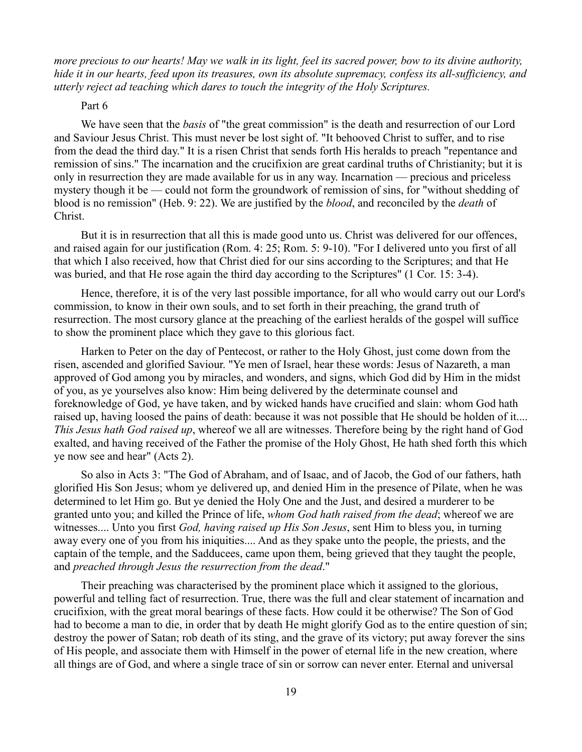*more precious to our hearts! May we walk in its light, feel its sacred power, bow to its divine authority, hide it in our hearts, feed upon its treasures, own its absolute supremacy, confess its all-sufficiency, and utterly reject ad teaching which dares to touch the integrity of the Holy Scriptures.*

Part 6

We have seen that the *basis* of "the great commission" is the death and resurrection of our Lord and Saviour Jesus Christ. This must never be lost sight of. "It behooved Christ to suffer, and to rise from the dead the third day." It is a risen Christ that sends forth His heralds to preach "repentance and remission of sins." The incarnation and the crucifixion are great cardinal truths of Christianity; but it is only in resurrection they are made available for us in any way. Incarnation — precious and priceless mystery though it be — could not form the groundwork of remission of sins, for "without shedding of blood is no remission" (Heb. 9: 22). We are justified by the *blood*, and reconciled by the *death* of Christ.

But it is in resurrection that all this is made good unto us. Christ was delivered for our offences, and raised again for our justification (Rom. 4: 25; Rom. 5: 9-10). "For I delivered unto you first of all that which I also received, how that Christ died for our sins according to the Scriptures; and that He was buried, and that He rose again the third day according to the Scriptures" (1 Cor. 15: 3-4).

Hence, therefore, it is of the very last possible importance, for all who would carry out our Lord's commission, to know in their own souls, and to set forth in their preaching, the grand truth of resurrection. The most cursory glance at the preaching of the earliest heralds of the gospel will suffice to show the prominent place which they gave to this glorious fact.

Harken to Peter on the day of Pentecost, or rather to the Holy Ghost, just come down from the risen, ascended and glorified Saviour. "Ye men of Israel, hear these words: Jesus of Nazareth, a man approved of God among you by miracles, and wonders, and signs, which God did by Him in the midst of you, as ye yourselves also know: Him being delivered by the determinate counsel and foreknowledge of God, ye have taken, and by wicked hands have crucified and slain: whom God hath raised up, having loosed the pains of death: because it was not possible that He should be holden of it.... *This Jesus hath God raised up*, whereof we all are witnesses. Therefore being by the right hand of God exalted, and having received of the Father the promise of the Holy Ghost, He hath shed forth this which ye now see and hear" (Acts 2).

So also in Acts 3: "The God of Abraham, and of Isaac, and of Jacob, the God of our fathers, hath glorified His Son Jesus; whom ye delivered up, and denied Him in the presence of Pilate, when he was determined to let Him go. But ye denied the Holy One and the Just, and desired a murderer to be granted unto you; and killed the Prince of life, *whom God hath raised from the dead*; whereof we are witnesses.... Unto you first *God, having raised up His Son Jesus*, sent Him to bless you, in turning away every one of you from his iniquities.... And as they spake unto the people, the priests, and the captain of the temple, and the Sadducees, came upon them, being grieved that they taught the people, and *preached through Jesus the resurrection from the dead*."

Their preaching was characterised by the prominent place which it assigned to the glorious, powerful and telling fact of resurrection. True, there was the full and clear statement of incarnation and crucifixion, with the great moral bearings of these facts. How could it be otherwise? The Son of God had to become a man to die, in order that by death He might glorify God as to the entire question of sin; destroy the power of Satan; rob death of its sting, and the grave of its victory; put away forever the sins of His people, and associate them with Himself in the power of eternal life in the new creation, where all things are of God, and where a single trace of sin or sorrow can never enter. Eternal and universal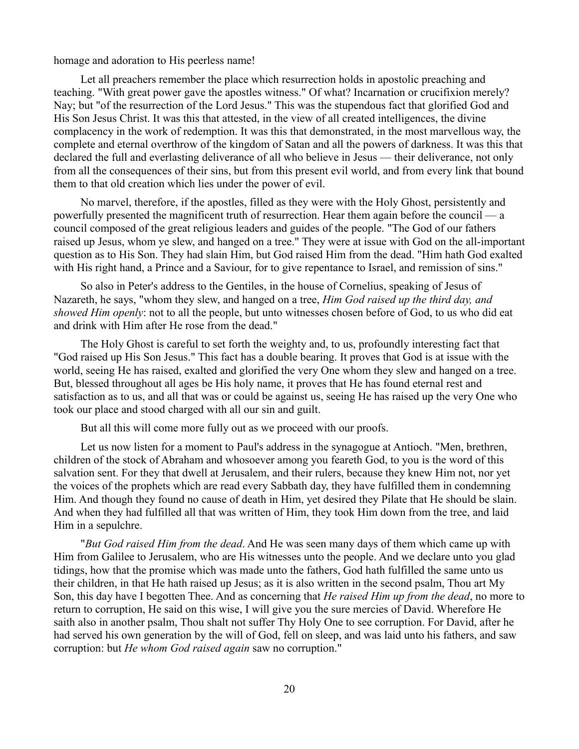homage and adoration to His peerless name!

Let all preachers remember the place which resurrection holds in apostolic preaching and teaching. "With great power gave the apostles witness." Of what? Incarnation or crucifixion merely? Nay; but "of the resurrection of the Lord Jesus." This was the stupendous fact that glorified God and His Son Jesus Christ. It was this that attested, in the view of all created intelligences, the divine complacency in the work of redemption. It was this that demonstrated, in the most marvellous way, the complete and eternal overthrow of the kingdom of Satan and all the powers of darkness. It was this that declared the full and everlasting deliverance of all who believe in Jesus — their deliverance, not only from all the consequences of their sins, but from this present evil world, and from every link that bound them to that old creation which lies under the power of evil.

No marvel, therefore, if the apostles, filled as they were with the Holy Ghost, persistently and powerfully presented the magnificent truth of resurrection. Hear them again before the council — a council composed of the great religious leaders and guides of the people. "The God of our fathers raised up Jesus, whom ye slew, and hanged on a tree." They were at issue with God on the all-important question as to His Son. They had slain Him, but God raised Him from the dead. "Him hath God exalted with His right hand, a Prince and a Saviour, for to give repentance to Israel, and remission of sins."

So also in Peter's address to the Gentiles, in the house of Cornelius, speaking of Jesus of Nazareth, he says, "whom they slew, and hanged on a tree, *Him God raised up the third day, and showed Him openly*: not to all the people, but unto witnesses chosen before of God, to us who did eat and drink with Him after He rose from the dead."

The Holy Ghost is careful to set forth the weighty and, to us, profoundly interesting fact that "God raised up His Son Jesus." This fact has a double bearing. It proves that God is at issue with the world, seeing He has raised, exalted and glorified the very One whom they slew and hanged on a tree. But, blessed throughout all ages be His holy name, it proves that He has found eternal rest and satisfaction as to us, and all that was or could be against us, seeing He has raised up the very One who took our place and stood charged with all our sin and guilt.

But all this will come more fully out as we proceed with our proofs.

Let us now listen for a moment to Paul's address in the synagogue at Antioch. "Men, brethren, children of the stock of Abraham and whosoever among you feareth God, to you is the word of this salvation sent. For they that dwell at Jerusalem, and their rulers, because they knew Him not, nor yet the voices of the prophets which are read every Sabbath day, they have fulfilled them in condemning Him. And though they found no cause of death in Him, yet desired they Pilate that He should be slain. And when they had fulfilled all that was written of Him, they took Him down from the tree, and laid Him in a sepulchre.

"*But God raised Him from the dead*. And He was seen many days of them which came up with Him from Galilee to Jerusalem, who are His witnesses unto the people. And we declare unto you glad tidings, how that the promise which was made unto the fathers, God hath fulfilled the same unto us their children, in that He hath raised up Jesus; as it is also written in the second psalm, Thou art My Son, this day have I begotten Thee. And as concerning that *He raised Him up from the dead*, no more to return to corruption, He said on this wise, I will give you the sure mercies of David. Wherefore He saith also in another psalm, Thou shalt not suffer Thy Holy One to see corruption. For David, after he had served his own generation by the will of God, fell on sleep, and was laid unto his fathers, and saw corruption: but *He whom God raised again* saw no corruption."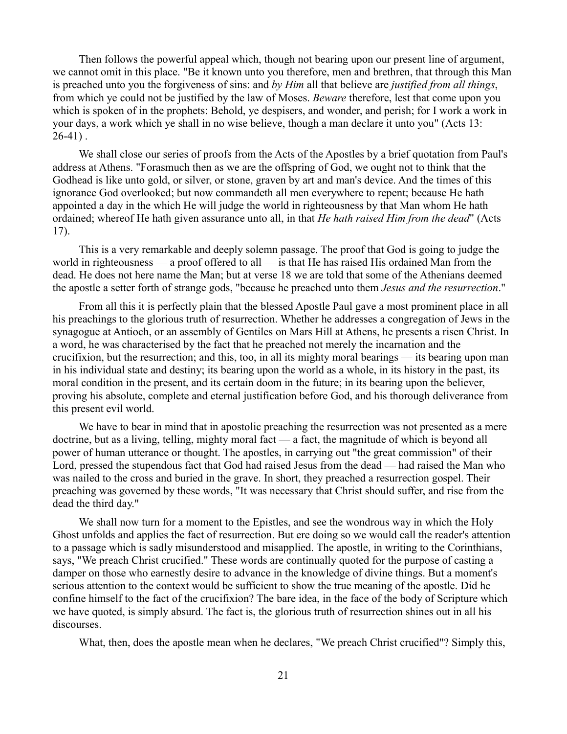Then follows the powerful appeal which, though not bearing upon our present line of argument, we cannot omit in this place. "Be it known unto you therefore, men and brethren, that through this Man is preached unto you the forgiveness of sins: and *by Him* all that believe are *justified from all things*, from which ye could not be justified by the law of Moses. *Beware* therefore, lest that come upon you which is spoken of in the prophets: Behold, ye despisers, and wonder, and perish; for I work a work in your days, a work which ye shall in no wise believe, though a man declare it unto you" (Acts 13: 26-41) .

We shall close our series of proofs from the Acts of the Apostles by a brief quotation from Paul's address at Athens. "Forasmuch then as we are the offspring of God, we ought not to think that the Godhead is like unto gold, or silver, or stone, graven by art and man's device. And the times of this ignorance God overlooked; but now commandeth all men everywhere to repent; because He hath appointed a day in the which He will judge the world in righteousness by that Man whom He hath ordained; whereof He hath given assurance unto all, in that *He hath raised Him from the dead*" (Acts 17).

This is a very remarkable and deeply solemn passage. The proof that God is going to judge the world in righteousness — a proof offered to all — is that He has raised His ordained Man from the dead. He does not here name the Man; but at verse 18 we are told that some of the Athenians deemed the apostle a setter forth of strange gods, "because he preached unto them *Jesus and the resurrection*."

From all this it is perfectly plain that the blessed Apostle Paul gave a most prominent place in all his preachings to the glorious truth of resurrection. Whether he addresses a congregation of Jews in the synagogue at Antioch, or an assembly of Gentiles on Mars Hill at Athens, he presents a risen Christ. In a word, he was characterised by the fact that he preached not merely the incarnation and the crucifixion, but the resurrection; and this, too, in all its mighty moral bearings — its bearing upon man in his individual state and destiny; its bearing upon the world as a whole, in its history in the past, its moral condition in the present, and its certain doom in the future; in its bearing upon the believer, proving his absolute, complete and eternal justification before God, and his thorough deliverance from this present evil world.

We have to bear in mind that in apostolic preaching the resurrection was not presented as a mere doctrine, but as a living, telling, mighty moral fact — a fact, the magnitude of which is beyond all power of human utterance or thought. The apostles, in carrying out "the great commission" of their Lord, pressed the stupendous fact that God had raised Jesus from the dead — had raised the Man who was nailed to the cross and buried in the grave. In short, they preached a resurrection gospel. Their preaching was governed by these words, "It was necessary that Christ should suffer, and rise from the dead the third day."

We shall now turn for a moment to the Epistles, and see the wondrous way in which the Holy Ghost unfolds and applies the fact of resurrection. But ere doing so we would call the reader's attention to a passage which is sadly misunderstood and misapplied. The apostle, in writing to the Corinthians, says, "We preach Christ crucified." These words are continually quoted for the purpose of casting a damper on those who earnestly desire to advance in the knowledge of divine things. But a moment's serious attention to the context would be sufficient to show the true meaning of the apostle. Did he confine himself to the fact of the crucifixion? The bare idea, in the face of the body of Scripture which we have quoted, is simply absurd. The fact is, the glorious truth of resurrection shines out in all his discourses.

What, then, does the apostle mean when he declares, "We preach Christ crucified"? Simply this,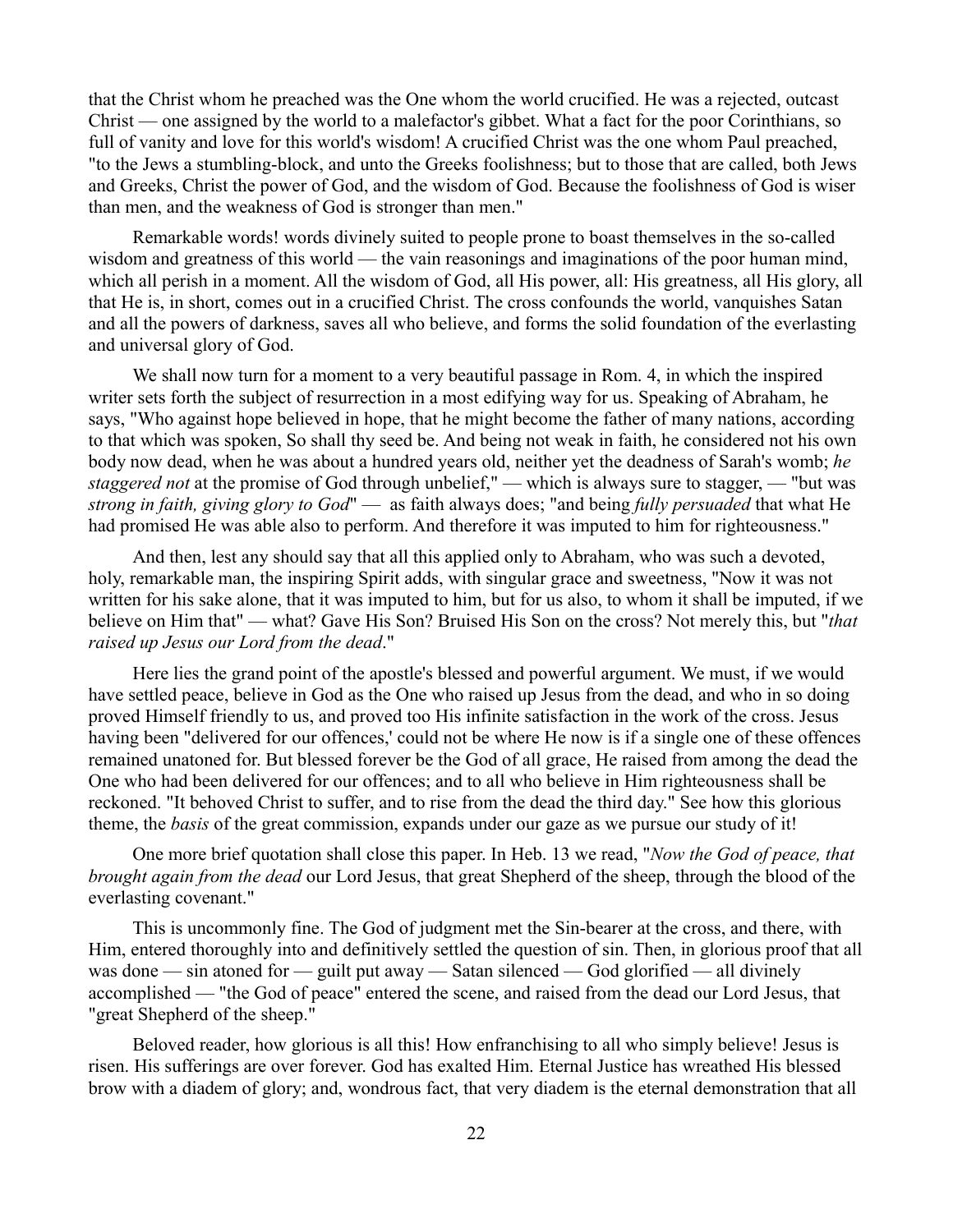that the Christ whom he preached was the One whom the world crucified. He was a rejected, outcast Christ — one assigned by the world to a malefactor's gibbet. What a fact for the poor Corinthians, so full of vanity and love for this world's wisdom! A crucified Christ was the one whom Paul preached, "to the Jews a stumbling-block, and unto the Greeks foolishness; but to those that are called, both Jews and Greeks, Christ the power of God, and the wisdom of God. Because the foolishness of God is wiser than men, and the weakness of God is stronger than men."

Remarkable words! words divinely suited to people prone to boast themselves in the so-called wisdom and greatness of this world — the vain reasonings and imaginations of the poor human mind, which all perish in a moment. All the wisdom of God, all His power, all: His greatness, all His glory, all that He is, in short, comes out in a crucified Christ. The cross confounds the world, vanquishes Satan and all the powers of darkness, saves all who believe, and forms the solid foundation of the everlasting and universal glory of God.

We shall now turn for a moment to a very beautiful passage in Rom. 4, in which the inspired writer sets forth the subject of resurrection in a most edifying way for us. Speaking of Abraham, he says, "Who against hope believed in hope, that he might become the father of many nations, according to that which was spoken, So shall thy seed be. And being not weak in faith, he considered not his own body now dead, when he was about a hundred years old, neither yet the deadness of Sarah's womb; *he staggered not* at the promise of God through unbelief," — which is always sure to stagger, — "but was *strong in faith, giving glory to God*" — as faith always does; "and being *fully persuaded* that what He had promised He was able also to perform. And therefore it was imputed to him for righteousness."

And then, lest any should say that all this applied only to Abraham, who was such a devoted, holy, remarkable man, the inspiring Spirit adds, with singular grace and sweetness, "Now it was not written for his sake alone, that it was imputed to him, but for us also, to whom it shall be imputed, if we believe on Him that" — what? Gave His Son? Bruised His Son on the cross? Not merely this, but "*that raised up Jesus our Lord from the dead*."

Here lies the grand point of the apostle's blessed and powerful argument. We must, if we would have settled peace, believe in God as the One who raised up Jesus from the dead, and who in so doing proved Himself friendly to us, and proved too His infinite satisfaction in the work of the cross. Jesus having been "delivered for our offences,' could not be where He now is if a single one of these offences remained unatoned for. But blessed forever be the God of all grace, He raised from among the dead the One who had been delivered for our offences; and to all who believe in Him righteousness shall be reckoned. "It behoved Christ to suffer, and to rise from the dead the third day." See how this glorious theme, the *basis* of the great commission, expands under our gaze as we pursue our study of it!

One more brief quotation shall close this paper. In Heb. 13 we read, "*Now the God of peace, that brought again from the dead* our Lord Jesus, that great Shepherd of the sheep, through the blood of the everlasting covenant."

This is uncommonly fine. The God of judgment met the Sin-bearer at the cross, and there, with Him, entered thoroughly into and definitively settled the question of sin. Then, in glorious proof that all was done — sin atoned for — guilt put away — Satan silenced — God glorified — all divinely accomplished — "the God of peace" entered the scene, and raised from the dead our Lord Jesus, that "great Shepherd of the sheep."

Beloved reader, how glorious is all this! How enfranchising to all who simply believe! Jesus is risen. His sufferings are over forever. God has exalted Him. Eternal Justice has wreathed His blessed brow with a diadem of glory; and, wondrous fact, that very diadem is the eternal demonstration that all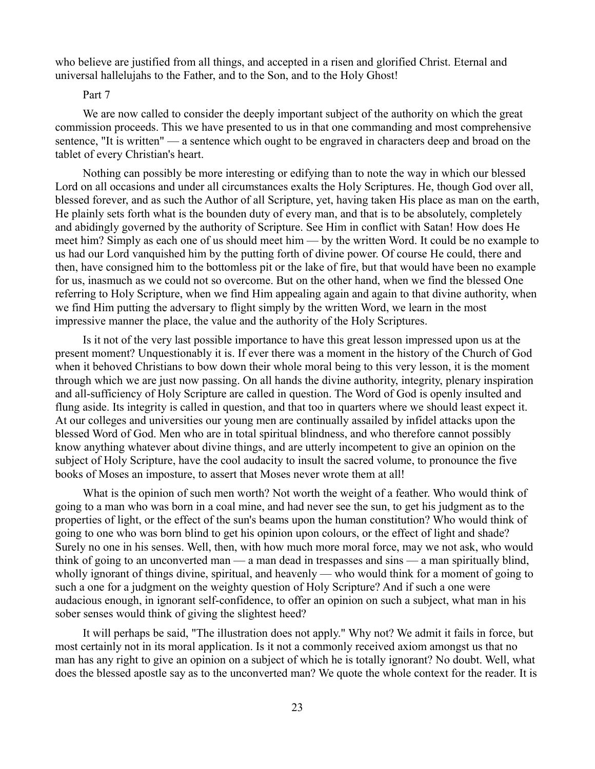who believe are justified from all things, and accepted in a risen and glorified Christ. Eternal and universal hallelujahs to the Father, and to the Son, and to the Holy Ghost!

## Part 7

We are now called to consider the deeply important subject of the authority on which the great commission proceeds. This we have presented to us in that one commanding and most comprehensive sentence, "It is written" — a sentence which ought to be engraved in characters deep and broad on the tablet of every Christian's heart.

Nothing can possibly be more interesting or edifying than to note the way in which our blessed Lord on all occasions and under all circumstances exalts the Holy Scriptures. He, though God over all, blessed forever, and as such the Author of all Scripture, yet, having taken His place as man on the earth, He plainly sets forth what is the bounden duty of every man, and that is to be absolutely, completely and abidingly governed by the authority of Scripture. See Him in conflict with Satan! How does He meet him? Simply as each one of us should meet him — by the written Word. It could be no example to us had our Lord vanquished him by the putting forth of divine power. Of course He could, there and then, have consigned him to the bottomless pit or the lake of fire, but that would have been no example for us, inasmuch as we could not so overcome. But on the other hand, when we find the blessed One referring to Holy Scripture, when we find Him appealing again and again to that divine authority, when we find Him putting the adversary to flight simply by the written Word, we learn in the most impressive manner the place, the value and the authority of the Holy Scriptures.

Is it not of the very last possible importance to have this great lesson impressed upon us at the present moment? Unquestionably it is. If ever there was a moment in the history of the Church of God when it behoved Christians to bow down their whole moral being to this very lesson, it is the moment through which we are just now passing. On all hands the divine authority, integrity, plenary inspiration and all-sufficiency of Holy Scripture are called in question. The Word of God is openly insulted and flung aside. Its integrity is called in question, and that too in quarters where we should least expect it. At our colleges and universities our young men are continually assailed by infidel attacks upon the blessed Word of God. Men who are in total spiritual blindness, and who therefore cannot possibly know anything whatever about divine things, and are utterly incompetent to give an opinion on the subject of Holy Scripture, have the cool audacity to insult the sacred volume, to pronounce the five books of Moses an imposture, to assert that Moses never wrote them at all!

What is the opinion of such men worth? Not worth the weight of a feather. Who would think of going to a man who was born in a coal mine, and had never see the sun, to get his judgment as to the properties of light, or the effect of the sun's beams upon the human constitution? Who would think of going to one who was born blind to get his opinion upon colours, or the effect of light and shade? Surely no one in his senses. Well, then, with how much more moral force, may we not ask, who would think of going to an unconverted man — a man dead in trespasses and sins — a man spiritually blind, wholly ignorant of things divine, spiritual, and heavenly — who would think for a moment of going to such a one for a judgment on the weighty question of Holy Scripture? And if such a one were audacious enough, in ignorant self-confidence, to offer an opinion on such a subject, what man in his sober senses would think of giving the slightest heed?

It will perhaps be said, "The illustration does not apply." Why not? We admit it fails in force, but most certainly not in its moral application. Is it not a commonly received axiom amongst us that no man has any right to give an opinion on a subject of which he is totally ignorant? No doubt. Well, what does the blessed apostle say as to the unconverted man? We quote the whole context for the reader. It is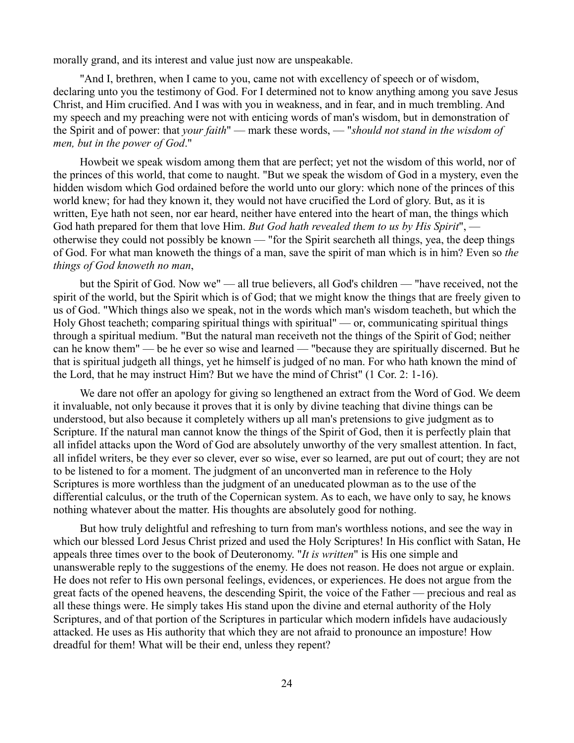morally grand, and its interest and value just now are unspeakable.

"And I, brethren, when I came to you, came not with excellency of speech or of wisdom, declaring unto you the testimony of God. For I determined not to know anything among you save Jesus Christ, and Him crucified. And I was with you in weakness, and in fear, and in much trembling. And my speech and my preaching were not with enticing words of man's wisdom, but in demonstration of the Spirit and of power: that *your faith*" — mark these words, — "*should not stand in the wisdom of men, but in the power of God*."

Howbeit we speak wisdom among them that are perfect; yet not the wisdom of this world, nor of the princes of this world, that come to naught. "But we speak the wisdom of God in a mystery, even the hidden wisdom which God ordained before the world unto our glory: which none of the princes of this world knew; for had they known it, they would not have crucified the Lord of glory. But, as it is written, Eye hath not seen, nor ear heard, neither have entered into the heart of man, the things which God hath prepared for them that love Him. *But God hath revealed them to us by His Spirit*", — otherwise they could not possibly be known — "for the Spirit searcheth all things, yea, the deep things of God. For what man knoweth the things of a man, save the spirit of man which is in him? Even so *the things of God knoweth no man*,

but the Spirit of God. Now we" — all true believers, all God's children — "have received, not the spirit of the world, but the Spirit which is of God; that we might know the things that are freely given to us of God. "Which things also we speak, not in the words which man's wisdom teacheth, but which the Holy Ghost teacheth; comparing spiritual things with spiritual" — or, communicating spiritual things through a spiritual medium. "But the natural man receiveth not the things of the Spirit of God; neither can he know them" — be he ever so wise and learned — "because they are spiritually discerned. But he that is spiritual judgeth all things, yet he himself is judged of no man. For who hath known the mind of the Lord, that he may instruct Him? But we have the mind of Christ" (1 Cor. 2: 1-16).

We dare not offer an apology for giving so lengthened an extract from the Word of God. We deem it invaluable, not only because it proves that it is only by divine teaching that divine things can be understood, but also because it completely withers up all man's pretensions to give judgment as to Scripture. If the natural man cannot know the things of the Spirit of God, then it is perfectly plain that all infidel attacks upon the Word of God are absolutely unworthy of the very smallest attention. In fact, all infidel writers, be they ever so clever, ever so wise, ever so learned, are put out of court; they are not to be listened to for a moment. The judgment of an unconverted man in reference to the Holy Scriptures is more worthless than the judgment of an uneducated plowman as to the use of the differential calculus, or the truth of the Copernican system. As to each, we have only to say, he knows nothing whatever about the matter. His thoughts are absolutely good for nothing.

But how truly delightful and refreshing to turn from man's worthless notions, and see the way in which our blessed Lord Jesus Christ prized and used the Holy Scriptures! In His conflict with Satan, He appeals three times over to the book of Deuteronomy. "*It is written*" is His one simple and unanswerable reply to the suggestions of the enemy. He does not reason. He does not argue or explain. He does not refer to His own personal feelings, evidences, or experiences. He does not argue from the great facts of the opened heavens, the descending Spirit, the voice of the Father — precious and real as all these things were. He simply takes His stand upon the divine and eternal authority of the Holy Scriptures, and of that portion of the Scriptures in particular which modern infidels have audaciously attacked. He uses as His authority that which they are not afraid to pronounce an imposture! How dreadful for them! What will be their end, unless they repent?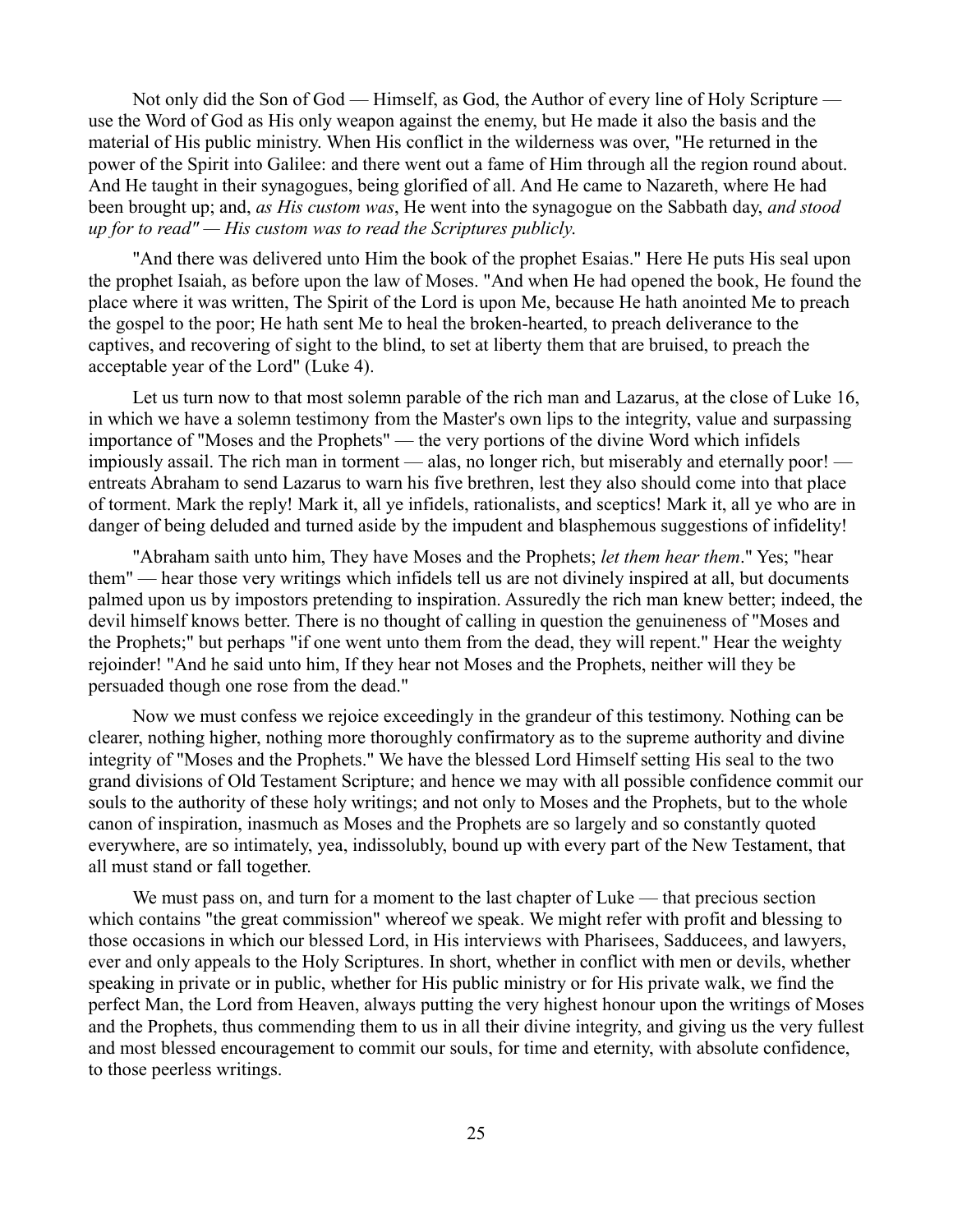Not only did the Son of God — Himself, as God, the Author of every line of Holy Scripture — use the Word of God as His only weapon against the enemy, but He made it also the basis and the material of His public ministry. When His conflict in the wilderness was over, "He returned in the power of the Spirit into Galilee: and there went out a fame of Him through all the region round about. And He taught in their synagogues, being glorified of all. And He came to Nazareth, where He had been brought up; and, *as His custom was*, He went into the synagogue on the Sabbath day, *and stood up for to read" — His custom was to read the Scriptures publicly.*

"And there was delivered unto Him the book of the prophet Esaias." Here He puts His seal upon the prophet Isaiah, as before upon the law of Moses. "And when He had opened the book, He found the place where it was written, The Spirit of the Lord is upon Me, because He hath anointed Me to preach the gospel to the poor; He hath sent Me to heal the broken-hearted, to preach deliverance to the captives, and recovering of sight to the blind, to set at liberty them that are bruised, to preach the acceptable year of the Lord" (Luke 4).

Let us turn now to that most solemn parable of the rich man and Lazarus, at the close of Luke 16, in which we have a solemn testimony from the Master's own lips to the integrity, value and surpassing importance of "Moses and the Prophets" — the very portions of the divine Word which infidels impiously assail. The rich man in torment — alas, no longer rich, but miserably and eternally poor! — entreats Abraham to send Lazarus to warn his five brethren, lest they also should come into that place of torment. Mark the reply! Mark it, all ye infidels, rationalists, and sceptics! Mark it, all ye who are in danger of being deluded and turned aside by the impudent and blasphemous suggestions of infidelity!

"Abraham saith unto him, They have Moses and the Prophets; *let them hear them*." Yes; "hear them" — hear those very writings which infidels tell us are not divinely inspired at all, but documents palmed upon us by impostors pretending to inspiration. Assuredly the rich man knew better; indeed, the devil himself knows better. There is no thought of calling in question the genuineness of "Moses and the Prophets;" but perhaps "if one went unto them from the dead, they will repent." Hear the weighty rejoinder! "And he said unto him, If they hear not Moses and the Prophets, neither will they be persuaded though one rose from the dead."

Now we must confess we rejoice exceedingly in the grandeur of this testimony. Nothing can be clearer, nothing higher, nothing more thoroughly confirmatory as to the supreme authority and divine integrity of "Moses and the Prophets." We have the blessed Lord Himself setting His seal to the two grand divisions of Old Testament Scripture; and hence we may with all possible confidence commit our souls to the authority of these holy writings; and not only to Moses and the Prophets, but to the whole canon of inspiration, inasmuch as Moses and the Prophets are so largely and so constantly quoted everywhere, are so intimately, yea, indissolubly, bound up with every part of the New Testament, that all must stand or fall together.

We must pass on, and turn for a moment to the last chapter of Luke — that precious section which contains "the great commission" whereof we speak. We might refer with profit and blessing to those occasions in which our blessed Lord, in His interviews with Pharisees, Sadducees, and lawyers, ever and only appeals to the Holy Scriptures. In short, whether in conflict with men or devils, whether speaking in private or in public, whether for His public ministry or for His private walk, we find the perfect Man, the Lord from Heaven, always putting the very highest honour upon the writings of Moses and the Prophets, thus commending them to us in all their divine integrity, and giving us the very fullest and most blessed encouragement to commit our souls, for time and eternity, with absolute confidence, to those peerless writings.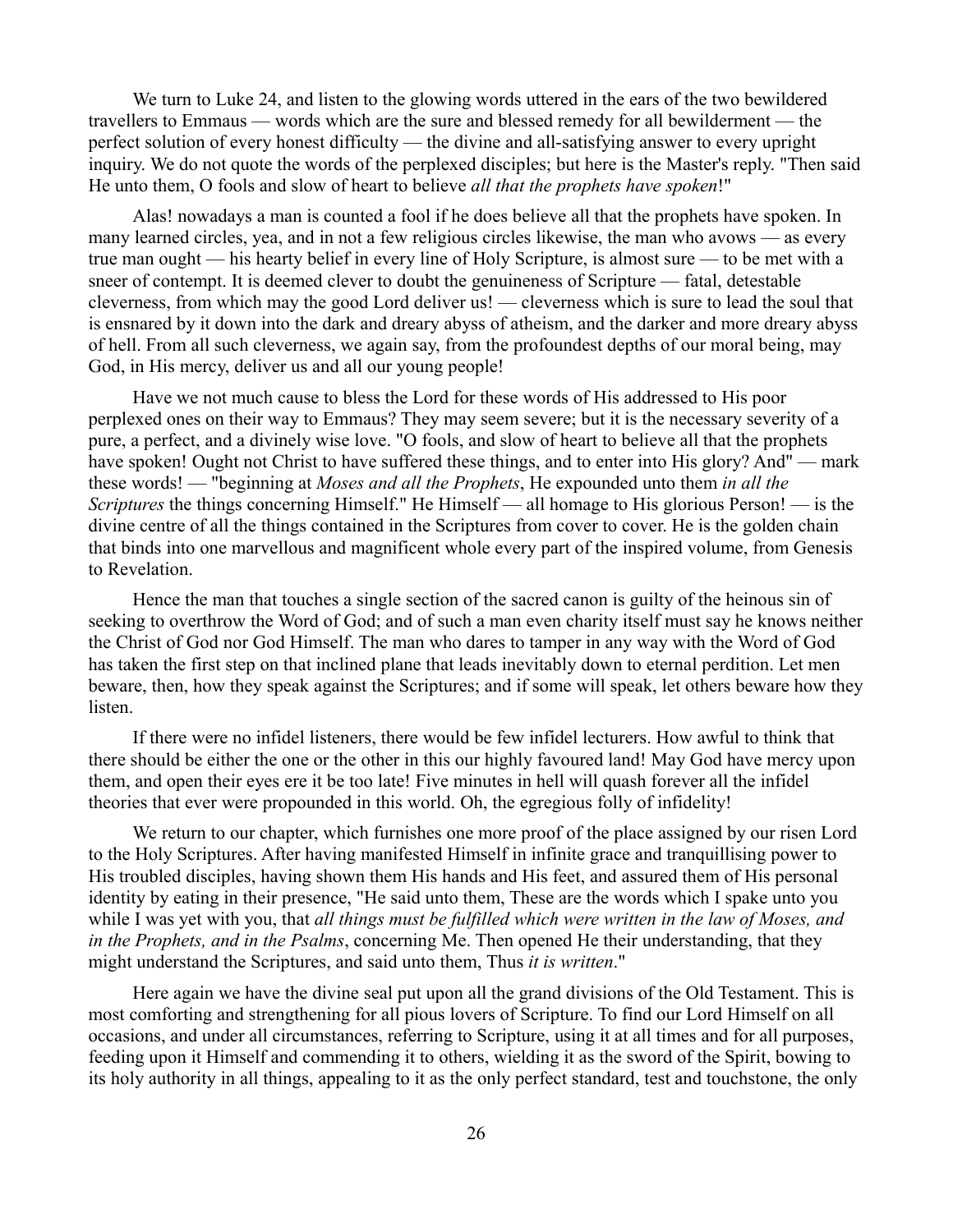We turn to Luke 24, and listen to the glowing words uttered in the ears of the two bewildered travellers to Emmaus — words which are the sure and blessed remedy for all bewilderment — the perfect solution of every honest difficulty — the divine and all-satisfying answer to every upright inquiry. We do not quote the words of the perplexed disciples; but here is the Master's reply. "Then said He unto them, O fools and slow of heart to believe *all that the prophets have spoken*!"

Alas! nowadays a man is counted a fool if he does believe all that the prophets have spoken. In many learned circles, yea, and in not a few religious circles likewise, the man who avows — as every true man ought — his hearty belief in every line of Holy Scripture, is almost sure — to be met with a sneer of contempt. It is deemed clever to doubt the genuineness of Scripture — fatal, detestable cleverness, from which may the good Lord deliver us! — cleverness which is sure to lead the soul that is ensnared by it down into the dark and dreary abyss of atheism, and the darker and more dreary abyss of hell. From all such cleverness, we again say, from the profoundest depths of our moral being, may God, in His mercy, deliver us and all our young people!

Have we not much cause to bless the Lord for these words of His addressed to His poor perplexed ones on their way to Emmaus? They may seem severe; but it is the necessary severity of a pure, a perfect, and a divinely wise love. "O fools, and slow of heart to believe all that the prophets have spoken! Ought not Christ to have suffered these things, and to enter into His glory? And" — mark these words! — "beginning at *Moses and all the Prophets*, He expounded unto them *in all the Scriptures* the things concerning Himself." He Himself — all homage to His glorious Person! — is the divine centre of all the things contained in the Scriptures from cover to cover. He is the golden chain that binds into one marvellous and magnificent whole every part of the inspired volume, from Genesis to Revelation.

Hence the man that touches a single section of the sacred canon is guilty of the heinous sin of seeking to overthrow the Word of God; and of such a man even charity itself must say he knows neither the Christ of God nor God Himself. The man who dares to tamper in any way with the Word of God has taken the first step on that inclined plane that leads inevitably down to eternal perdition. Let men beware, then, how they speak against the Scriptures; and if some will speak, let others beware how they listen.

If there were no infidel listeners, there would be few infidel lecturers. How awful to think that there should be either the one or the other in this our highly favoured land! May God have mercy upon them, and open their eyes ere it be too late! Five minutes in hell will quash forever all the infidel theories that ever were propounded in this world. Oh, the egregious folly of infidelity!

We return to our chapter, which furnishes one more proof of the place assigned by our risen Lord to the Holy Scriptures. After having manifested Himself in infinite grace and tranquillising power to His troubled disciples, having shown them His hands and His feet, and assured them of His personal identity by eating in their presence, "He said unto them, These are the words which I spake unto you while I was yet with you, that *all things must be fulfilled which were written in the law of Moses, and in the Prophets, and in the Psalms*, concerning Me. Then opened He their understanding, that they might understand the Scriptures, and said unto them, Thus *it is written*."

Here again we have the divine seal put upon all the grand divisions of the Old Testament. This is most comforting and strengthening for all pious lovers of Scripture. To find our Lord Himself on all occasions, and under all circumstances, referring to Scripture, using it at all times and for all purposes, feeding upon it Himself and commending it to others, wielding it as the sword of the Spirit, bowing to its holy authority in all things, appealing to it as the only perfect standard, test and touchstone, the only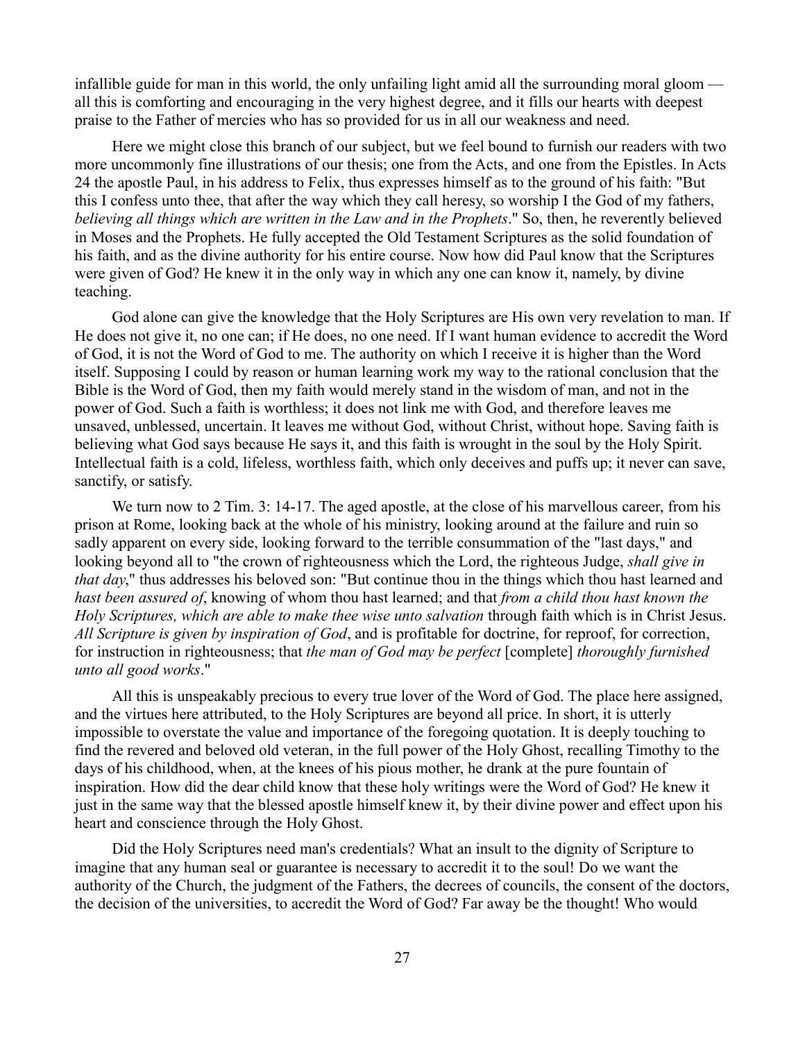infallible guide for man in this world, the only unfailing light amid all the surrounding moral gloom — all this is comforting and encouraging in the very highest degree, and it fills our hearts with deepest praise to the Father of mercies who has so provided for us in all our weakness and need.

Here we might close this branch of our subject, but we feel bound to furnish our readers with two more uncommonly fine illustrations of our thesis; one from the Acts, and one from the Epistles. In Acts 24 the apostle Paul, in his address to Felix, thus expresses himself as to the ground of his faith: "But this I confess unto thee, that after the way which they call heresy, so worship I the God of my fathers, *believing all things which are written in the Law and in the Prophets*." So, then, he reverently believed in Moses and the Prophets. He fully accepted the Old Testament Scriptures as the solid foundation of his faith, and as the divine authority for his entire course. Now how did Paul know that the Scriptures were given of God? He knew it in the only way in which any one can know it, namely, by divine teaching.

God alone can give the knowledge that the Holy Scriptures are His own very revelation to man. If He does not give it, no one can; if He does, no one need. If I want human evidence to accredit the Word of God, it is not the Word of God to me. The authority on which I receive it is higher than the Word itself. Supposing I could by reason or human learning work my way to the rational conclusion that the Bible is the Word of God, then my faith would merely stand in the wisdom of man, and not in the power of God. Such a faith is worthless; it does not link me with God, and therefore leaves me unsaved, unblessed, uncertain. It leaves me without God, without Christ, without hope. Saving faith is believing what God says because He says it, and this faith is wrought in the soul by the Holy Spirit. Intellectual faith is a cold, lifeless, worthless faith, which only deceives and puffs up; it never can save, sanctify, or satisfy.

We turn now to 2 Tim. 3: 14-17. The aged apostle, at the close of his marvellous career, from his prison at Rome, looking back at the whole of his ministry, looking around at the failure and ruin so sadly apparent on every side, looking forward to the terrible consummation of the "last days," and looking beyond all to "the crown of righteousness which the Lord, the righteous Judge, *shall give in that day*," thus addresses his beloved son: "But continue thou in the things which thou hast learned and *hast been assured of*, knowing of whom thou hast learned; and that *from a child thou hast known the Holy Scriptures, which are able to make thee wise unto salvation* through faith which is in Christ Jesus. *All Scripture is given by inspiration of God*, and is profitable for doctrine, for reproof, for correction, for instruction in righteousness; that *the man of God may be perfect* [complete] *thoroughly furnished unto all good works*."

All this is unspeakably precious to every true lover of the Word of God. The place here assigned, and the virtues here attributed, to the Holy Scriptures are beyond all price. In short, it is utterly impossible to overstate the value and importance of the foregoing quotation. It is deeply touching to find the revered and beloved old veteran, in the full power of the Holy Ghost, recalling Timothy to the days of his childhood, when, at the knees of his pious mother, he drank at the pure fountain of inspiration. How did the dear child know that these holy writings were the Word of God? He knew it just in the same way that the blessed apostle himself knew it, by their divine power and effect upon his heart and conscience through the Holy Ghost.

Did the Holy Scriptures need man's credentials? What an insult to the dignity of Scripture to imagine that any human seal or guarantee is necessary to accredit it to the soul! Do we want the authority of the Church, the judgment of the Fathers, the decrees of councils, the consent of the doctors, the decision of the universities, to accredit the Word of God? Far away be the thought! Who would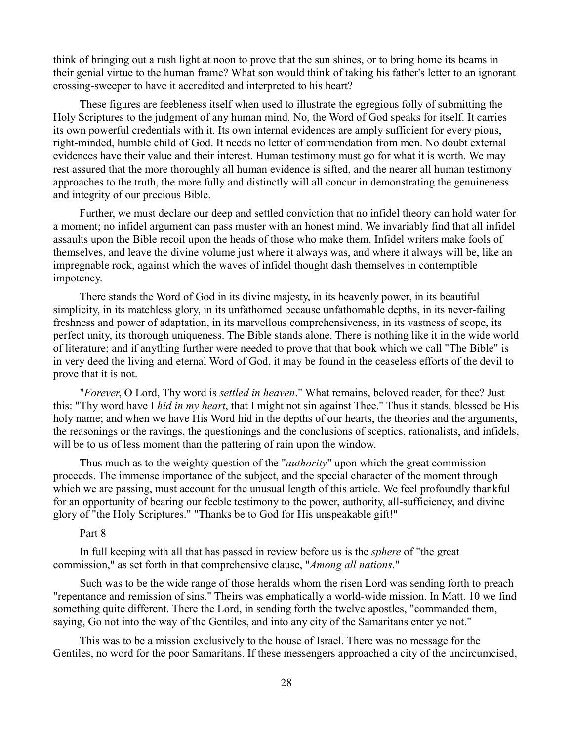think of bringing out a rush light at noon to prove that the sun shines, or to bring home its beams in their genial virtue to the human frame? What son would think of taking his father's letter to an ignorant crossing-sweeper to have it accredited and interpreted to his heart?

These figures are feebleness itself when used to illustrate the egregious folly of submitting the Holy Scriptures to the judgment of any human mind. No, the Word of God speaks for itself. It carries its own powerful credentials with it. Its own internal evidences are amply sufficient for every pious, right-minded, humble child of God. It needs no letter of commendation from men. No doubt external evidences have their value and their interest. Human testimony must go for what it is worth. We may rest assured that the more thoroughly all human evidence is sifted, and the nearer all human testimony approaches to the truth, the more fully and distinctly will all concur in demonstrating the genuineness and integrity of our precious Bible.

Further, we must declare our deep and settled conviction that no infidel theory can hold water for a moment; no infidel argument can pass muster with an honest mind. We invariably find that all infidel assaults upon the Bible recoil upon the heads of those who make them. Infidel writers make fools of themselves, and leave the divine volume just where it always was, and where it always will be, like an impregnable rock, against which the waves of infidel thought dash themselves in contemptible impotency.

There stands the Word of God in its divine majesty, in its heavenly power, in its beautiful simplicity, in its matchless glory, in its unfathomed because unfathomable depths, in its never-failing freshness and power of adaptation, in its marvellous comprehensiveness, in its vastness of scope, its perfect unity, its thorough uniqueness. The Bible stands alone. There is nothing like it in the wide world of literature; and if anything further were needed to prove that that book which we call "The Bible" is in very deed the living and eternal Word of God, it may be found in the ceaseless efforts of the devil to prove that it is not.

"*Forever*, O Lord, Thy word is *settled in heaven*." What remains, beloved reader, for thee? Just this: "Thy word have I *hid in my heart*, that I might not sin against Thee." Thus it stands, blessed be His holy name; and when we have His Word hid in the depths of our hearts, the theories and the arguments, the reasonings or the ravings, the questionings and the conclusions of sceptics, rationalists, and infidels, will be to us of less moment than the pattering of rain upon the window.

Thus much as to the weighty question of the "*authority*" upon which the great commission proceeds. The immense importance of the subject, and the special character of the moment through which we are passing, must account for the unusual length of this article. We feel profoundly thankful for an opportunity of bearing our feeble testimony to the power, authority, all-sufficiency, and divine glory of "the Holy Scriptures." "Thanks be to God for His unspeakable gift!"

Part 8

In full keeping with all that has passed in review before us is the *sphere* of "the great commission," as set forth in that comprehensive clause, "*Among all nations*."

Such was to be the wide range of those heralds whom the risen Lord was sending forth to preach "repentance and remission of sins." Theirs was emphatically a world-wide mission. In Matt. 10 we find something quite different. There the Lord, in sending forth the twelve apostles, "commanded them, saying, Go not into the way of the Gentiles, and into any city of the Samaritans enter ye not."

This was to be a mission exclusively to the house of Israel. There was no message for the Gentiles, no word for the poor Samaritans. If these messengers approached a city of the uncircumcised,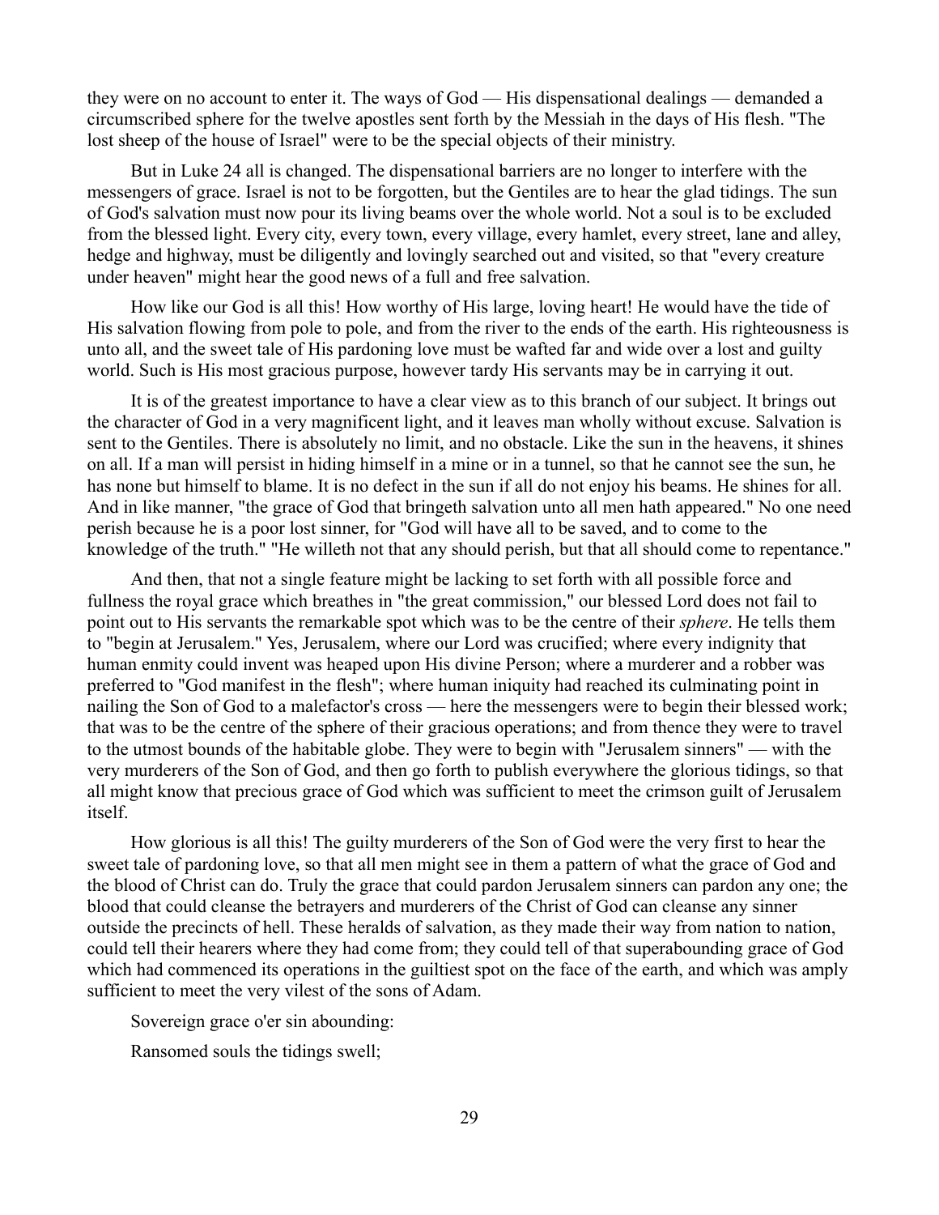they were on no account to enter it. The ways of God — His dispensational dealings — demanded a circumscribed sphere for the twelve apostles sent forth by the Messiah in the days of His flesh. "The lost sheep of the house of Israel" were to be the special objects of their ministry.

But in Luke 24 all is changed. The dispensational barriers are no longer to interfere with the messengers of grace. Israel is not to be forgotten, but the Gentiles are to hear the glad tidings. The sun of God's salvation must now pour its living beams over the whole world. Not a soul is to be excluded from the blessed light. Every city, every town, every village, every hamlet, every street, lane and alley, hedge and highway, must be diligently and lovingly searched out and visited, so that "every creature under heaven" might hear the good news of a full and free salvation.

How like our God is all this! How worthy of His large, loving heart! He would have the tide of His salvation flowing from pole to pole, and from the river to the ends of the earth. His righteousness is unto all, and the sweet tale of His pardoning love must be wafted far and wide over a lost and guilty world. Such is His most gracious purpose, however tardy His servants may be in carrying it out.

It is of the greatest importance to have a clear view as to this branch of our subject. It brings out the character of God in a very magnificent light, and it leaves man wholly without excuse. Salvation is sent to the Gentiles. There is absolutely no limit, and no obstacle. Like the sun in the heavens, it shines on all. If a man will persist in hiding himself in a mine or in a tunnel, so that he cannot see the sun, he has none but himself to blame. It is no defect in the sun if all do not enjoy his beams. He shines for all. And in like manner, "the grace of God that bringeth salvation unto all men hath appeared." No one need perish because he is a poor lost sinner, for "God will have all to be saved, and to come to the knowledge of the truth." "He willeth not that any should perish, but that all should come to repentance."

And then, that not a single feature might be lacking to set forth with all possible force and fullness the royal grace which breathes in "the great commission," our blessed Lord does not fail to point out to His servants the remarkable spot which was to be the centre of their *sphere*. He tells them to "begin at Jerusalem." Yes, Jerusalem, where our Lord was crucified; where every indignity that human enmity could invent was heaped upon His divine Person; where a murderer and a robber was preferred to "God manifest in the flesh"; where human iniquity had reached its culminating point in nailing the Son of God to a malefactor's cross — here the messengers were to begin their blessed work; that was to be the centre of the sphere of their gracious operations; and from thence they were to travel to the utmost bounds of the habitable globe. They were to begin with "Jerusalem sinners" — with the very murderers of the Son of God, and then go forth to publish everywhere the glorious tidings, so that all might know that precious grace of God which was sufficient to meet the crimson guilt of Jerusalem itself.

How glorious is all this! The guilty murderers of the Son of God were the very first to hear the sweet tale of pardoning love, so that all men might see in them a pattern of what the grace of God and the blood of Christ can do. Truly the grace that could pardon Jerusalem sinners can pardon any one; the blood that could cleanse the betrayers and murderers of the Christ of God can cleanse any sinner outside the precincts of hell. These heralds of salvation, as they made their way from nation to nation, could tell their hearers where they had come from; they could tell of that superabounding grace of God which had commenced its operations in the guiltiest spot on the face of the earth, and which was amply sufficient to meet the very vilest of the sons of Adam.

Sovereign grace o'er sin abounding:

Ransomed souls the tidings swell;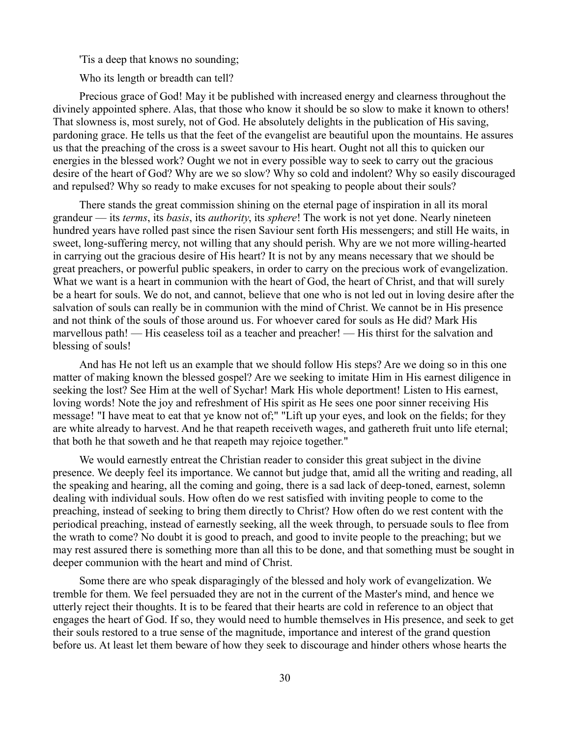'Tis a deep that knows no sounding;

Who its length or breadth can tell?

Precious grace of God! May it be published with increased energy and clearness throughout the divinely appointed sphere. Alas, that those who know it should be so slow to make it known to others! That slowness is, most surely, not of God. He absolutely delights in the publication of His saving, pardoning grace. He tells us that the feet of the evangelist are beautiful upon the mountains. He assures us that the preaching of the cross is a sweet savour to His heart. Ought not all this to quicken our energies in the blessed work? Ought we not in every possible way to seek to carry out the gracious desire of the heart of God? Why are we so slow? Why so cold and indolent? Why so easily discouraged and repulsed? Why so ready to make excuses for not speaking to people about their souls?

There stands the great commission shining on the eternal page of inspiration in all its moral grandeur — its *terms*, its *basis*, its *authority*, its *sphere*! The work is not yet done. Nearly nineteen hundred years have rolled past since the risen Saviour sent forth His messengers; and still He waits, in sweet, long-suffering mercy, not willing that any should perish. Why are we not more willing-hearted in carrying out the gracious desire of His heart? It is not by any means necessary that we should be great preachers, or powerful public speakers, in order to carry on the precious work of evangelization. What we want is a heart in communion with the heart of God, the heart of Christ, and that will surely be a heart for souls. We do not, and cannot, believe that one who is not led out in loving desire after the salvation of souls can really be in communion with the mind of Christ. We cannot be in His presence and not think of the souls of those around us. For whoever cared for souls as He did? Mark His marvellous path! — His ceaseless toil as a teacher and preacher! — His thirst for the salvation and blessing of souls!

And has He not left us an example that we should follow His steps? Are we doing so in this one matter of making known the blessed gospel? Are we seeking to imitate Him in His earnest diligence in seeking the lost? See Him at the well of Sychar! Mark His whole deportment! Listen to His earnest, loving words! Note the joy and refreshment of His spirit as He sees one poor sinner receiving His message! "I have meat to eat that ye know not of;" "Lift up your eyes, and look on the fields; for they are white already to harvest. And he that reapeth receiveth wages, and gathereth fruit unto life eternal; that both he that soweth and he that reapeth may rejoice together."

We would earnestly entreat the Christian reader to consider this great subject in the divine presence. We deeply feel its importance. We cannot but judge that, amid all the writing and reading, all the speaking and hearing, all the coming and going, there is a sad lack of deep-toned, earnest, solemn dealing with individual souls. How often do we rest satisfied with inviting people to come to the preaching, instead of seeking to bring them directly to Christ? How often do we rest content with the periodical preaching, instead of earnestly seeking, all the week through, to persuade souls to flee from the wrath to come? No doubt it is good to preach, and good to invite people to the preaching; but we may rest assured there is something more than all this to be done, and that something must be sought in deeper communion with the heart and mind of Christ.

Some there are who speak disparagingly of the blessed and holy work of evangelization. We tremble for them. We feel persuaded they are not in the current of the Master's mind, and hence we utterly reject their thoughts. It is to be feared that their hearts are cold in reference to an object that engages the heart of God. If so, they would need to humble themselves in His presence, and seek to get their souls restored to a true sense of the magnitude, importance and interest of the grand question before us. At least let them beware of how they seek to discourage and hinder others whose hearts the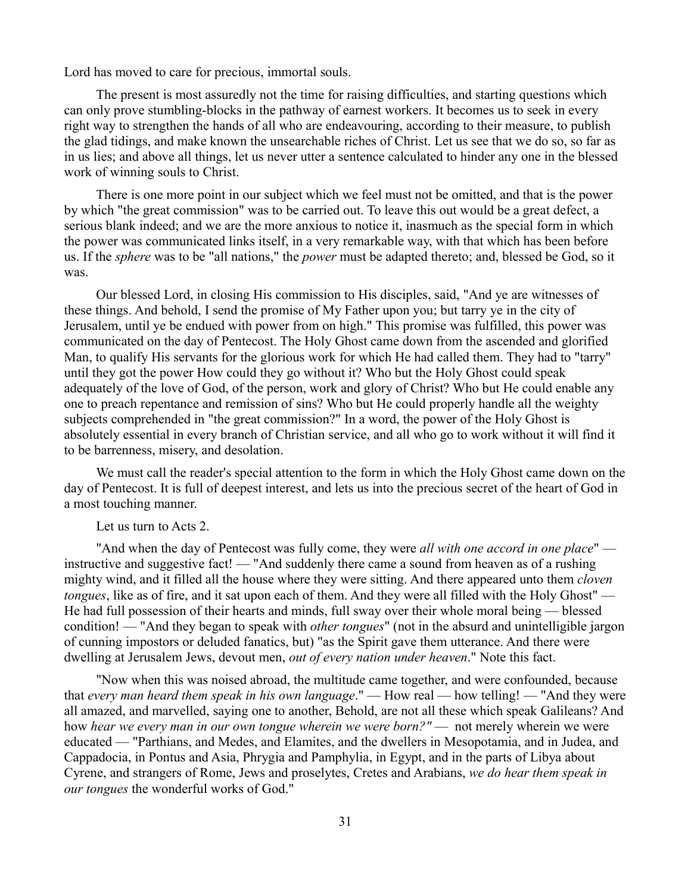Lord has moved to care for precious, immortal souls.

The present is most assuredly not the time for raising difficulties, and starting questions which can only prove stumbling-blocks in the pathway of earnest workers. It becomes us to seek in every right way to strengthen the hands of all who are endeavouring, according to their measure, to publish the glad tidings, and make known the unsearchable riches of Christ. Let us see that we do so, so far as in us lies; and above all things, let us never utter a sentence calculated to hinder any one in the blessed work of winning souls to Christ.

There is one more point in our subject which we feel must not be omitted, and that is the power by which "the great commission" was to be carried out. To leave this out would be a great defect, a serious blank indeed; and we are the more anxious to notice it, inasmuch as the special form in which the power was communicated links itself, in a very remarkable way, with that which has been before us. If the *sphere* was to be "all nations," the *power* must be adapted thereto; and, blessed be God, so it was.

Our blessed Lord, in closing His commission to His disciples, said, "And ye are witnesses of these things. And behold, I send the promise of My Father upon you; but tarry ye in the city of Jerusalem, until ye be endued with power from on high." This promise was fulfilled, this power was communicated on the day of Pentecost. The Holy Ghost came down from the ascended and glorified Man, to qualify His servants for the glorious work for which He had called them. They had to "tarry" until they got the power How could they go without it? Who but the Holy Ghost could speak adequately of the love of God, of the person, work and glory of Christ? Who but He could enable any one to preach repentance and remission of sins? Who but He could properly handle all the weighty subjects comprehended in "the great commission?" In a word, the power of the Holy Ghost is absolutely essential in every branch of Christian service, and all who go to work without it will find it to be barrenness, misery, and desolation.

We must call the reader's special attention to the form in which the Holy Ghost came down on the day of Pentecost. It is full of deepest interest, and lets us into the precious secret of the heart of God in a most touching manner.

Let us turn to Acts 2.

"And when the day of Pentecost was fully come, they were *all with one accord in one place*" — instructive and suggestive fact! — "And suddenly there came a sound from heaven as of a rushing mighty wind, and it filled all the house where they were sitting. And there appeared unto them *cloven tongues*, like as of fire, and it sat upon each of them. And they were all filled with the Holy Ghost" — He had full possession of their hearts and minds, full sway over their whole moral being — blessed condition! — "And they began to speak with *other tongues*" (not in the absurd and unintelligible jargon of cunning impostors or deluded fanatics, but) "as the Spirit gave them utterance. And there were dwelling at Jerusalem Jews, devout men, *out of every nation under heaven*." Note this fact.

"Now when this was noised abroad, the multitude came together, and were confounded, because that *every man heard them speak in his own language*." — How real — how telling! — "And they were all amazed, and marvelled, saying one to another, Behold, are not all these which speak Galileans? And how *hear we every man in our own tongue wherein we were born?"* — not merely wherein we were educated — "Parthians, and Medes, and Elamites, and the dwellers in Mesopotamia, and in Judea, and Cappadocia, in Pontus and Asia, Phrygia and Pamphylia, in Egypt, and in the parts of Libya about Cyrene, and strangers of Rome, Jews and proselytes, Cretes and Arabians, *we do hear them speak in our tongues* the wonderful works of God."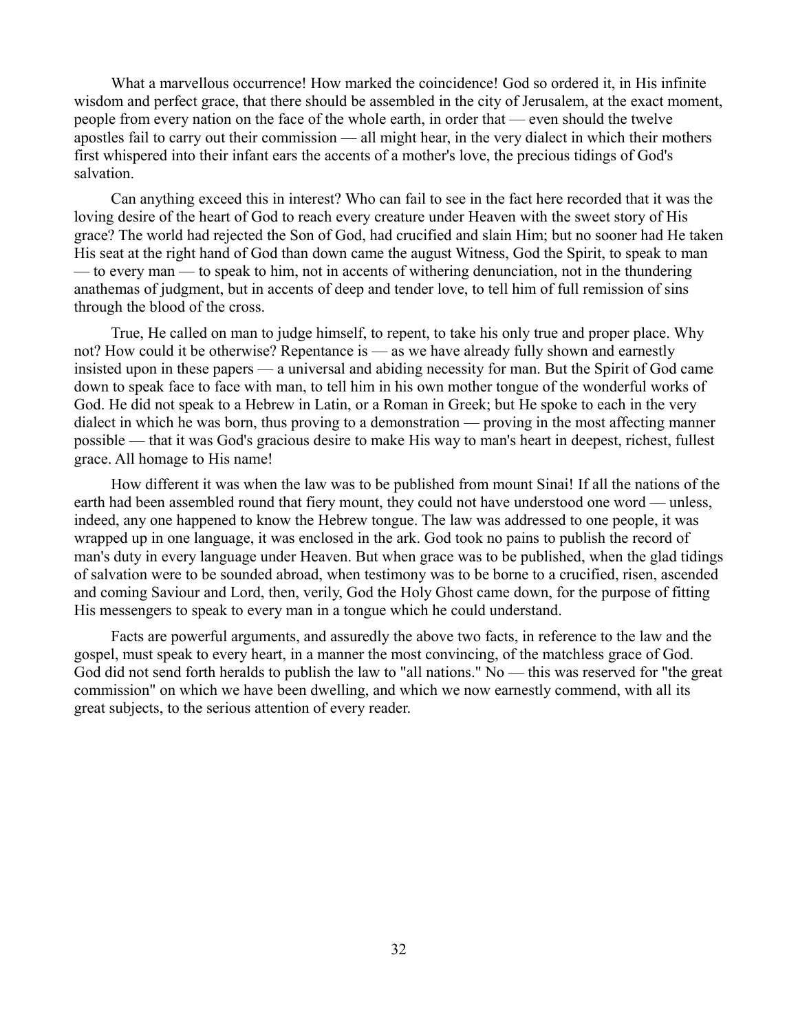What a marvellous occurrence! How marked the coincidence! God so ordered it, in His infinite wisdom and perfect grace, that there should be assembled in the city of Jerusalem, at the exact moment, people from every nation on the face of the whole earth, in order that — even should the twelve apostles fail to carry out their commission — all might hear, in the very dialect in which their mothers first whispered into their infant ears the accents of a mother's love, the precious tidings of God's salvation.

Can anything exceed this in interest? Who can fail to see in the fact here recorded that it was the loving desire of the heart of God to reach every creature under Heaven with the sweet story of His grace? The world had rejected the Son of God, had crucified and slain Him; but no sooner had He taken His seat at the right hand of God than down came the august Witness, God the Spirit, to speak to man — to every man — to speak to him, not in accents of withering denunciation, not in the thundering anathemas of judgment, but in accents of deep and tender love, to tell him of full remission of sins through the blood of the cross.

True, He called on man to judge himself, to repent, to take his only true and proper place. Why not? How could it be otherwise? Repentance is — as we have already fully shown and earnestly insisted upon in these papers — a universal and abiding necessity for man. But the Spirit of God came down to speak face to face with man, to tell him in his own mother tongue of the wonderful works of God. He did not speak to a Hebrew in Latin, or a Roman in Greek; but He spoke to each in the very dialect in which he was born, thus proving to a demonstration — proving in the most affecting manner possible — that it was God's gracious desire to make His way to man's heart in deepest, richest, fullest grace. All homage to His name!

How different it was when the law was to be published from mount Sinai! If all the nations of the earth had been assembled round that fiery mount, they could not have understood one word — unless, indeed, any one happened to know the Hebrew tongue. The law was addressed to one people, it was wrapped up in one language, it was enclosed in the ark. God took no pains to publish the record of man's duty in every language under Heaven. But when grace was to be published, when the glad tidings of salvation were to be sounded abroad, when testimony was to be borne to a crucified, risen, ascended and coming Saviour and Lord, then, verily, God the Holy Ghost came down, for the purpose of fitting His messengers to speak to every man in a tongue which he could understand.

Facts are powerful arguments, and assuredly the above two facts, in reference to the law and the gospel, must speak to every heart, in a manner the most convincing, of the matchless grace of God. God did not send forth heralds to publish the law to "all nations." No — this was reserved for "the great commission" on which we have been dwelling, and which we now earnestly commend, with all its great subjects, to the serious attention of every reader.